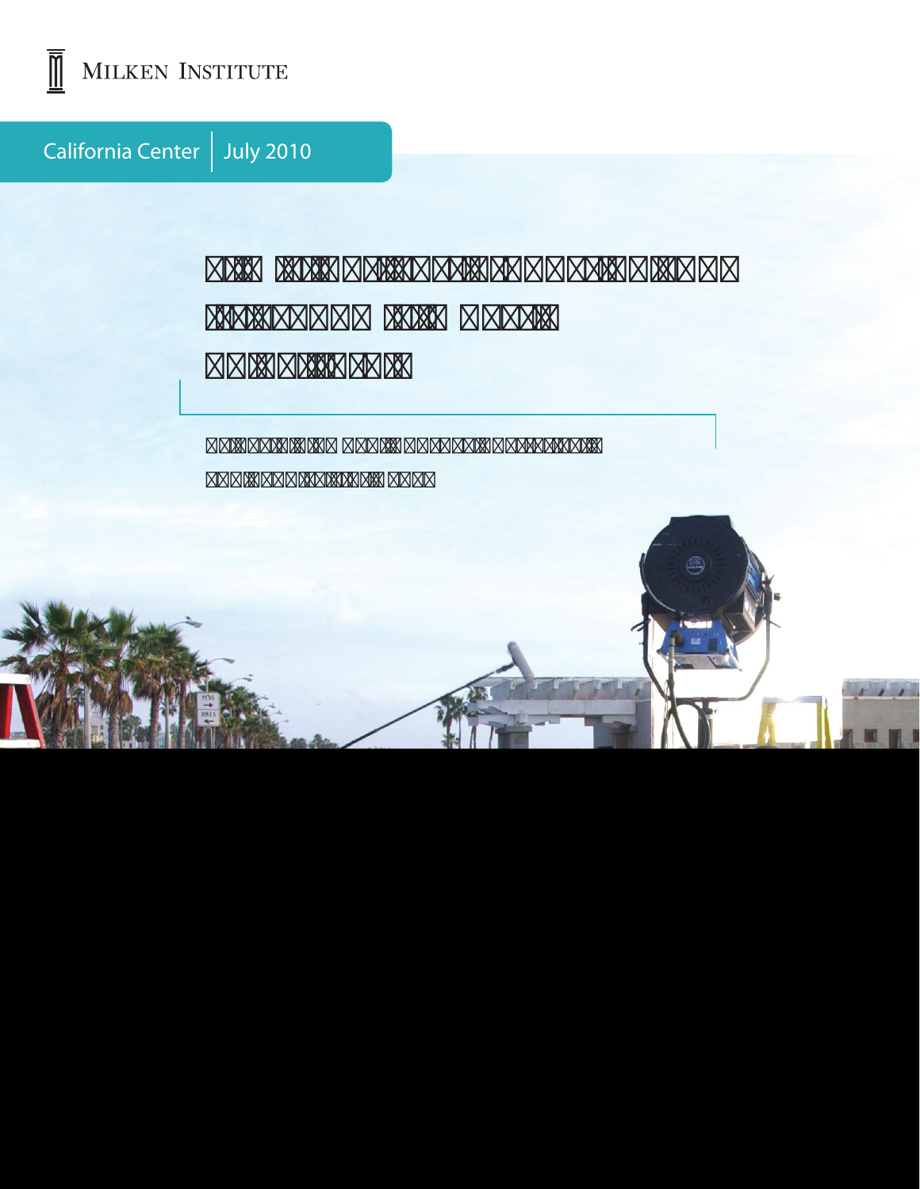MILKEN INSTITUTE

California Center | July 2010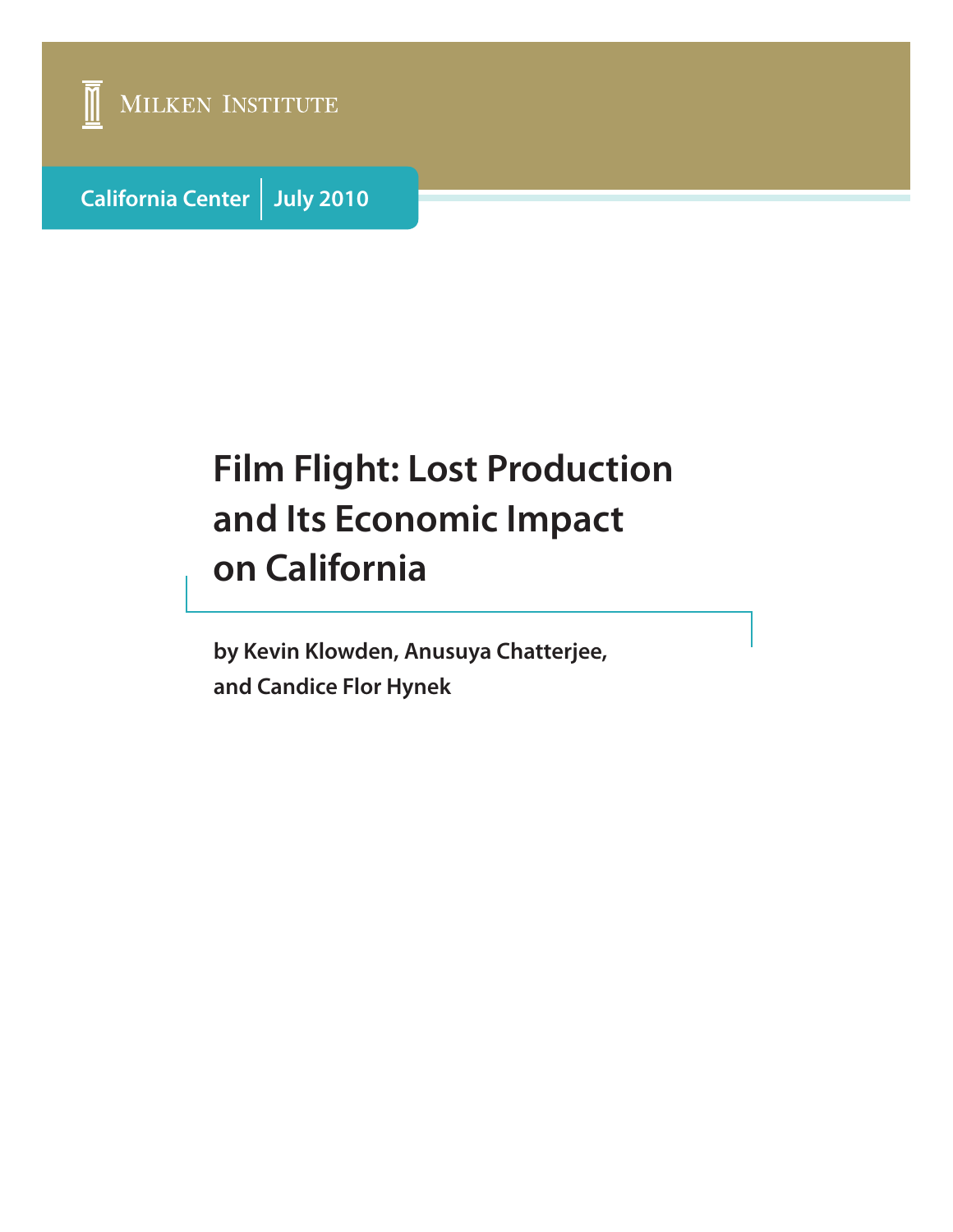Milken Institute

California Center | July 2010

# Film Flight: Lost Production and Its Economic Impact on California

**by Kevin Klowden, Anusuya Chatterjee, and Candice Flor Hynek**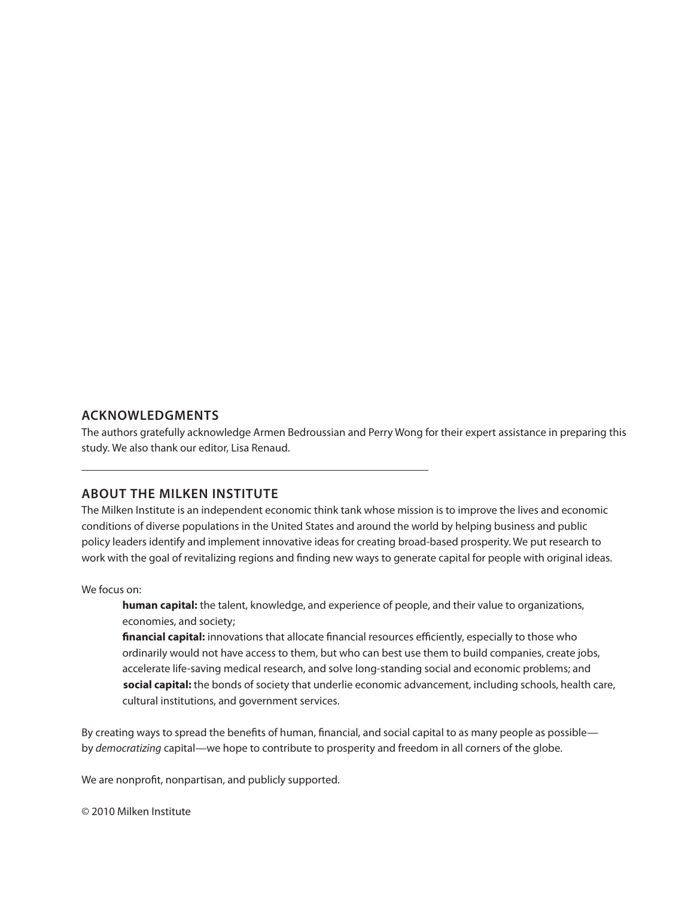## ACKNOWLEDGMENTS

The authors gratefully acknowledge Armen Bedroussian and Perry Wong for their expert assistance in preparing this study. We also thank our editor, Lisa Renaud.

---

## ABOUT THE MILKEN INSTITUTE

The Milken Institute is an independent economic think tank whose mission is to improve the lives and economic conditions of diverse populations in the United States and around the world by helping business and public policy leaders identify and implement innovative ideas for creating broad-based prosperity. We put research to work with the goal of revitalizing regions and finding new ways to generate capital for people with original ideas.

We focus on:

> **human capital:** the talent, knowledge, and experience of people, and their value to organizations, economies, and society;
>
> **financial capital:** innovations that allocate financial resources efficiently, especially to those who ordinarily would not have access to them, but who can best use them to build companies, create jobs, accelerate life-saving medical research, and solve long-standing social and economic problems; and
>
> **social capital:** the bonds of society that underlie economic advancement, including schools, health care, cultural institutions, and government services.

By creating ways to spread the benefits of human, financial, and social capital to as many people as possible—by *democratizing* capital—we hope to contribute to prosperity and freedom in all corners of the globe.

We are nonprofit, nonpartisan, and publicly supported.

© 2010 Milken Institute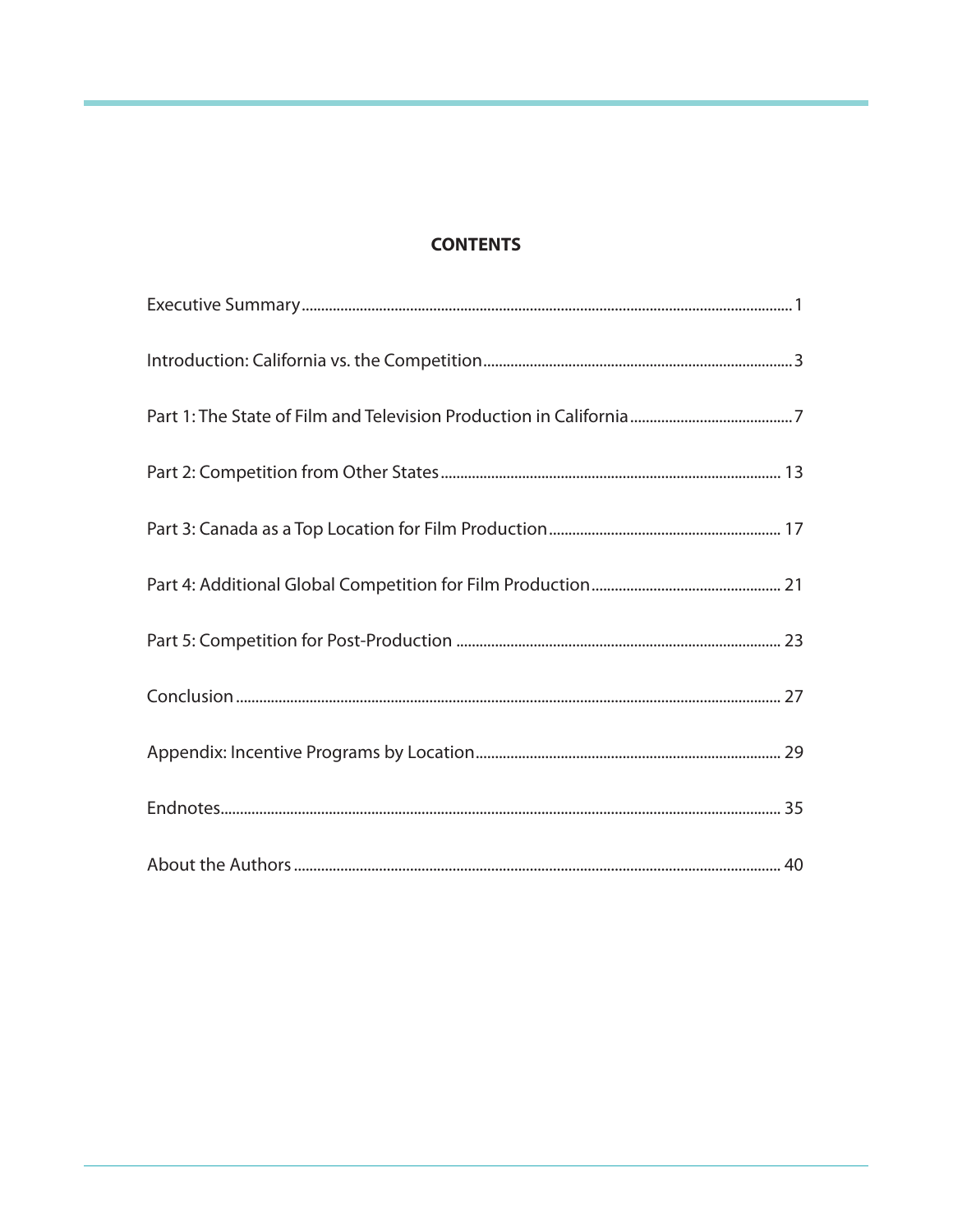## CONTENTS

Executive Summary .......... 1

Introduction: California vs. the Competition .......... 3

Part 1: The State of Film and Television Production in California .......... 7

Part 2: Competition from Other States .......... 13

Part 3: Canada as a Top Location for Film Production .......... 17

Part 4: Additional Global Competition for Film Production .......... 21

Part 5: Competition for Post-Production .......... 23

Conclusion .......... 27

Appendix: Incentive Programs by Location .......... 29

Endnotes .......... 35

About the Authors .......... 40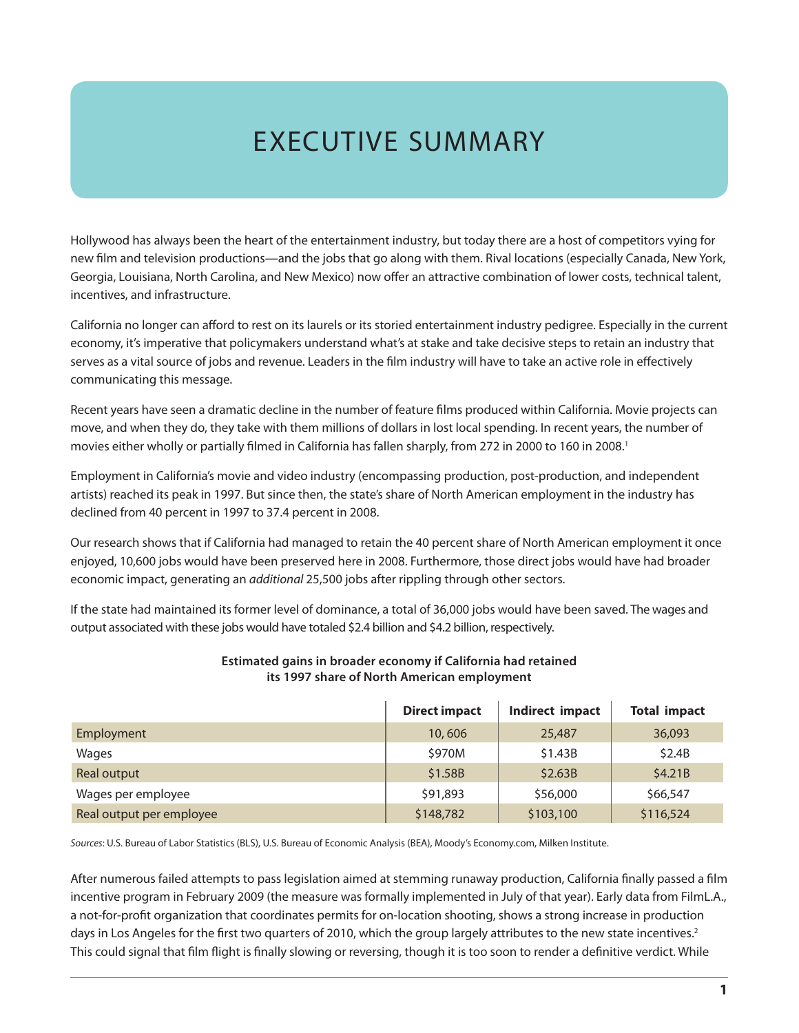# EXECUTIVE SUMMARY

Hollywood has always been the heart of the entertainment industry, but today there are a host of competitors vying for new film and television productions—and the jobs that go along with them. Rival locations (especially Canada, New York, Georgia, Louisiana, North Carolina, and New Mexico) now offer an attractive combination of lower costs, technical talent, incentives, and infrastructure.

California no longer can afford to rest on its laurels or its storied entertainment industry pedigree. Especially in the current economy, it's imperative that policymakers understand what's at stake and take decisive steps to retain an industry that serves as a vital source of jobs and revenue. Leaders in the film industry will have to take an active role in effectively communicating this message.

Recent years have seen a dramatic decline in the number of feature films produced within California. Movie projects can move, and when they do, they take with them millions of dollars in lost local spending. In recent years, the number of movies either wholly or partially filmed in California has fallen sharply, from 272 in 2000 to 160 in 2008.[1]

Employment in California's movie and video industry (encompassing production, post-production, and independent artists) reached its peak in 1997. But since then, the state's share of North American employment in the industry has declined from 40 percent in 1997 to 37.4 percent in 2008.

Our research shows that if California had managed to retain the 40 percent share of North American employment it once enjoyed, 10,600 jobs would have been preserved here in 2008. Furthermore, those direct jobs would have had broader economic impact, generating an *additional* 25,500 jobs after rippling through other sectors.

If the state had maintained its former level of dominance, a total of 36,000 jobs would have been saved. The wages and output associated with these jobs would have totaled $2.4 billion and $4.2 billion, respectively.

**Estimated gains in broader economy if California had retained its 1997 share of North American employment**

| | Direct impact | Indirect impact | Total impact |
|---|---|---|---|
| Employment | 10, 606 | 25,487 | 36,093 |
| Wages | $970M | $1.43B | $2.4B |
| Real output | $1.58B | $2.63B | $4.21B |
| Wages per employee | $91,893 | $56,000 | $66,547 |
| Real output per employee | $148,782 | $103,100 | $116,524 |

*Sources*: U.S. Bureau of Labor Statistics (BLS), U.S. Bureau of Economic Analysis (BEA), Moody's Economy.com, Milken Institute.

After numerous failed attempts to pass legislation aimed at stemming runaway production, California finally passed a film incentive program in February 2009 (the measure was formally implemented in July of that year). Early data from FilmL.A., a not-for-profit organization that coordinates permits for on-location shooting, shows a strong increase in production days in Los Angeles for the first two quarters of 2010, which the group largely attributes to the new state incentives.[2] This could signal that film flight is finally slowing or reversing, though it is too soon to render a definitive verdict. While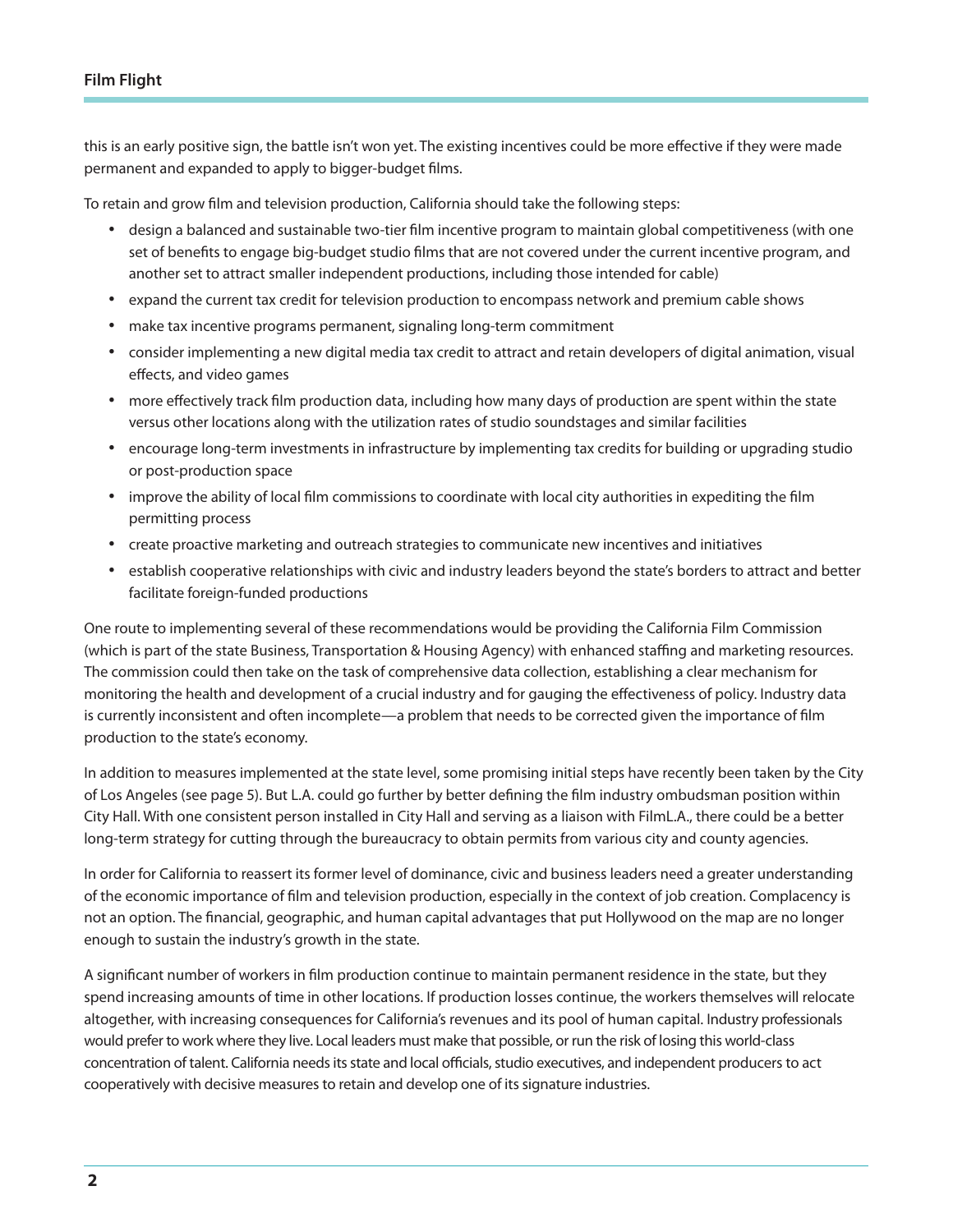this is an early positive sign, the battle isn't won yet. The existing incentives could be more effective if they were made permanent and expanded to apply to bigger-budget films.

To retain and grow film and television production, California should take the following steps:

- design a balanced and sustainable two-tier film incentive program to maintain global competitiveness (with one set of benefits to engage big-budget studio films that are not covered under the current incentive program, and another set to attract smaller independent productions, including those intended for cable)
- expand the current tax credit for television production to encompass network and premium cable shows
- make tax incentive programs permanent, signaling long-term commitment
- consider implementing a new digital media tax credit to attract and retain developers of digital animation, visual effects, and video games
- more effectively track film production data, including how many days of production are spent within the state versus other locations along with the utilization rates of studio soundstages and similar facilities
- encourage long-term investments in infrastructure by implementing tax credits for building or upgrading studio or post-production space
- improve the ability of local film commissions to coordinate with local city authorities in expediting the film permitting process
- create proactive marketing and outreach strategies to communicate new incentives and initiatives
- establish cooperative relationships with civic and industry leaders beyond the state's borders to attract and better facilitate foreign-funded productions

One route to implementing several of these recommendations would be providing the California Film Commission (which is part of the state Business, Transportation & Housing Agency) with enhanced staffing and marketing resources. The commission could then take on the task of comprehensive data collection, establishing a clear mechanism for monitoring the health and development of a crucial industry and for gauging the effectiveness of policy. Industry data is currently inconsistent and often incomplete—a problem that needs to be corrected given the importance of film production to the state's economy.

In addition to measures implemented at the state level, some promising initial steps have recently been taken by the City of Los Angeles (see page 5). But L.A. could go further by better defining the film industry ombudsman position within City Hall. With one consistent person installed in City Hall and serving as a liaison with FilmL.A., there could be a better long-term strategy for cutting through the bureaucracy to obtain permits from various city and county agencies.

In order for California to reassert its former level of dominance, civic and business leaders need a greater understanding of the economic importance of film and television production, especially in the context of job creation. Complacency is not an option. The financial, geographic, and human capital advantages that put Hollywood on the map are no longer enough to sustain the industry's growth in the state.

A significant number of workers in film production continue to maintain permanent residence in the state, but they spend increasing amounts of time in other locations. If production losses continue, the workers themselves will relocate altogether, with increasing consequences for California's revenues and its pool of human capital. Industry professionals would prefer to work where they live. Local leaders must make that possible, or run the risk of losing this world-class concentration of talent. California needs its state and local officials, studio executives, and independent producers to act cooperatively with decisive measures to retain and develop one of its signature industries.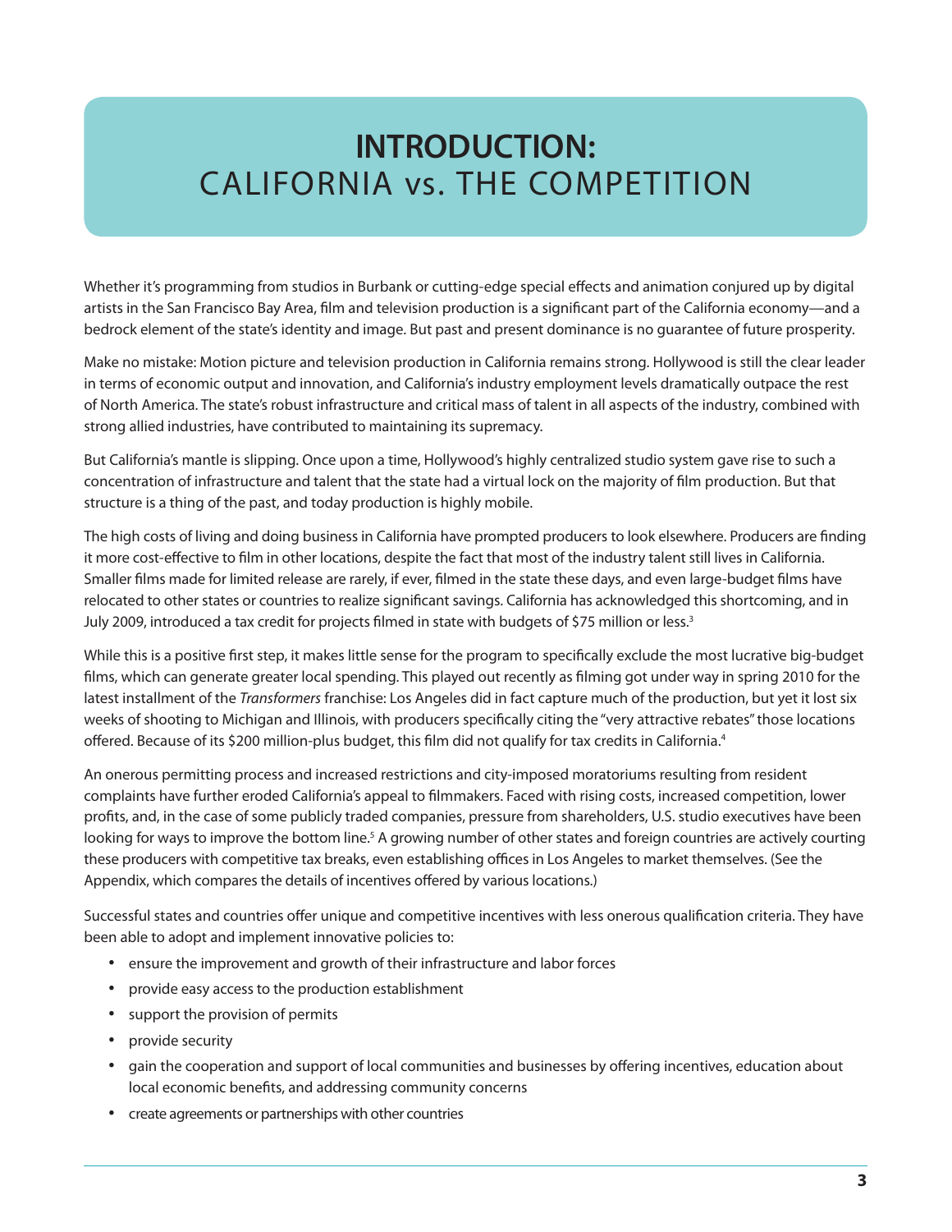# INTRODUCTION: CALIFORNIA vs. THE COMPETITION

Whether it's programming from studios in Burbank or cutting-edge special effects and animation conjured up by digital artists in the San Francisco Bay Area, film and television production is a significant part of the California economy—and a bedrock element of the state's identity and image. But past and present dominance is no guarantee of future prosperity.

Make no mistake: Motion picture and television production in California remains strong. Hollywood is still the clear leader in terms of economic output and innovation, and California's industry employment levels dramatically outpace the rest of North America. The state's robust infrastructure and critical mass of talent in all aspects of the industry, combined with strong allied industries, have contributed to maintaining its supremacy.

But California's mantle is slipping. Once upon a time, Hollywood's highly centralized studio system gave rise to such a concentration of infrastructure and talent that the state had a virtual lock on the majority of film production. But that structure is a thing of the past, and today production is highly mobile.

The high costs of living and doing business in California have prompted producers to look elsewhere. Producers are finding it more cost-effective to film in other locations, despite the fact that most of the industry talent still lives in California. Smaller films made for limited release are rarely, if ever, filmed in the state these days, and even large-budget films have relocated to other states or countries to realize significant savings. California has acknowledged this shortcoming, and in July 2009, introduced a tax credit for projects filmed in state with budgets of $75 million or less.[3]

While this is a positive first step, it makes little sense for the program to specifically exclude the most lucrative big-budget films, which can generate greater local spending. This played out recently as filming got under way in spring 2010 for the latest installment of the *Transformers* franchise: Los Angeles did in fact capture much of the production, but yet it lost six weeks of shooting to Michigan and Illinois, with producers specifically citing the "very attractive rebates" those locations offered. Because of its $200 million-plus budget, this film did not qualify for tax credits in California.[4]

An onerous permitting process and increased restrictions and city-imposed moratoriums resulting from resident complaints have further eroded California's appeal to filmmakers. Faced with rising costs, increased competition, lower profits, and, in the case of some publicly traded companies, pressure from shareholders, U.S. studio executives have been looking for ways to improve the bottom line.[5] A growing number of other states and foreign countries are actively courting these producers with competitive tax breaks, even establishing offices in Los Angeles to market themselves. (See the Appendix, which compares the details of incentives offered by various locations.)

Successful states and countries offer unique and competitive incentives with less onerous qualification criteria. They have been able to adopt and implement innovative policies to:

- ensure the improvement and growth of their infrastructure and labor forces
- provide easy access to the production establishment
- support the provision of permits
- provide security
- gain the cooperation and support of local communities and businesses by offering incentives, education about local economic benefits, and addressing community concerns
- create agreements or partnerships with other countries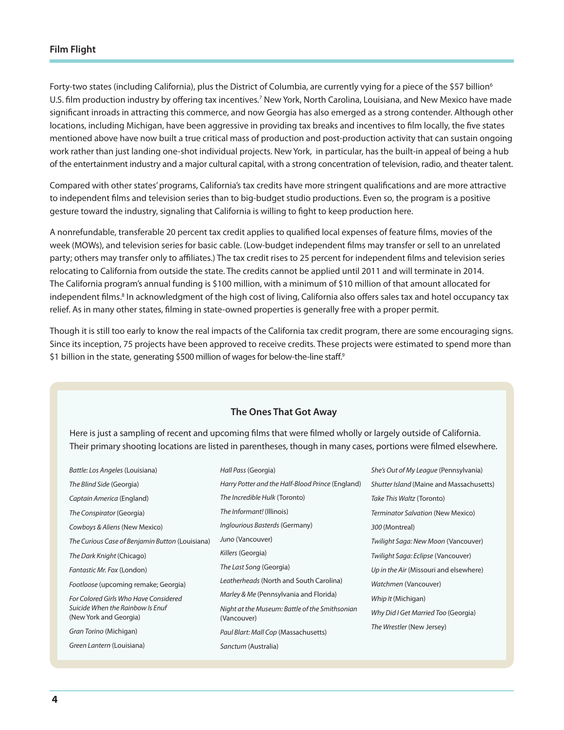Forty-two states (including California), plus the District of Columbia, are currently vying for a piece of the $57 billion[6] U.S. film production industry by offering tax incentives.[7] New York, North Carolina, Louisiana, and New Mexico have made significant inroads in attracting this commerce, and now Georgia has also emerged as a strong contender. Although other locations, including Michigan, have been aggressive in providing tax breaks and incentives to film locally, the five states mentioned above have now built a true critical mass of production and post-production activity that can sustain ongoing work rather than just landing one-shot individual projects. New York, in particular, has the built-in appeal of being a hub of the entertainment industry and a major cultural capital, with a strong concentration of television, radio, and theater talent.

Compared with other states' programs, California's tax credits have more stringent qualifications and are more attractive to independent films and television series than to big-budget studio productions. Even so, the program is a positive gesture toward the industry, signaling that California is willing to fight to keep production here.

A nonrefundable, transferable 20 percent tax credit applies to qualified local expenses of feature films, movies of the week (MOWs), and television series for basic cable. (Low-budget independent films may transfer or sell to an unrelated party; others may transfer only to affiliates.) The tax credit rises to 25 percent for independent films and television series relocating to California from outside the state. The credits cannot be applied until 2011 and will terminate in 2014. The California program's annual funding is $100 million, with a minimum of $10 million of that amount allocated for independent films.[8] In acknowledgment of the high cost of living, California also offers sales tax and hotel occupancy tax relief. As in many other states, filming in state-owned properties is generally free with a proper permit.

Though it is still too early to know the real impacts of the California tax credit program, there are some encouraging signs. Since its inception, 75 projects have been approved to receive credits. These projects were estimated to spend more than $1 billion in the state, generating $500 million of wages for below-the-line staff.[9]

### The Ones That Got Away

Here is just a sampling of recent and upcoming films that were filmed wholly or largely outside of California. Their primary shooting locations are listed in parentheses, though in many cases, portions were filmed elsewhere.

*Battle: Los Angeles* (Louisiana)
*The Blind Side* (Georgia)
*Captain America* (England)
*The Conspirator* (Georgia)
*Cowboys & Aliens* (New Mexico)
*The Curious Case of Benjamin Button* (Louisiana)
*The Dark Knight* (Chicago)
*Fantastic Mr. Fox* (London)
*Footloose* (upcoming remake; Georgia)
*For Colored Girls Who Have Considered Suicide When the Rainbow Is Enuf* (New York and Georgia)
*Gran Torino* (Michigan)
*Green Lantern* (Louisiana)
*Hall Pass* (Georgia)
*Harry Potter and the Half-Blood Prince* (England)
*The Incredible Hulk* (Toronto)
*The Informant!* (Illinois)
*Inglourious Basterds* (Germany)
*Juno* (Vancouver)
*Killers* (Georgia)
*The Last Song* (Georgia)
*Leatherheads* (North and South Carolina)
*Marley & Me* (Pennsylvania and Florida)
*Night at the Museum: Battle of the Smithsonian* (Vancouver)
*Paul Blart: Mall Cop* (Massachusetts)
*Sanctum* (Australia)
*She's Out of My League* (Pennsylvania)
*Shutter Island* (Maine and Massachusetts)
*Take This Waltz* (Toronto)
*Terminator Salvation* (New Mexico)
*300* (Montreal)
*Twilight Saga: New Moon* (Vancouver)
*Twilight Saga: Eclipse* (Vancouver)
*Up in the Air* (Missouri and elsewhere)
*Watchmen* (Vancouver)
*Whip It* (Michigan)
*Why Did I Get Married Too* (Georgia)
*The Wrestler* (New Jersey)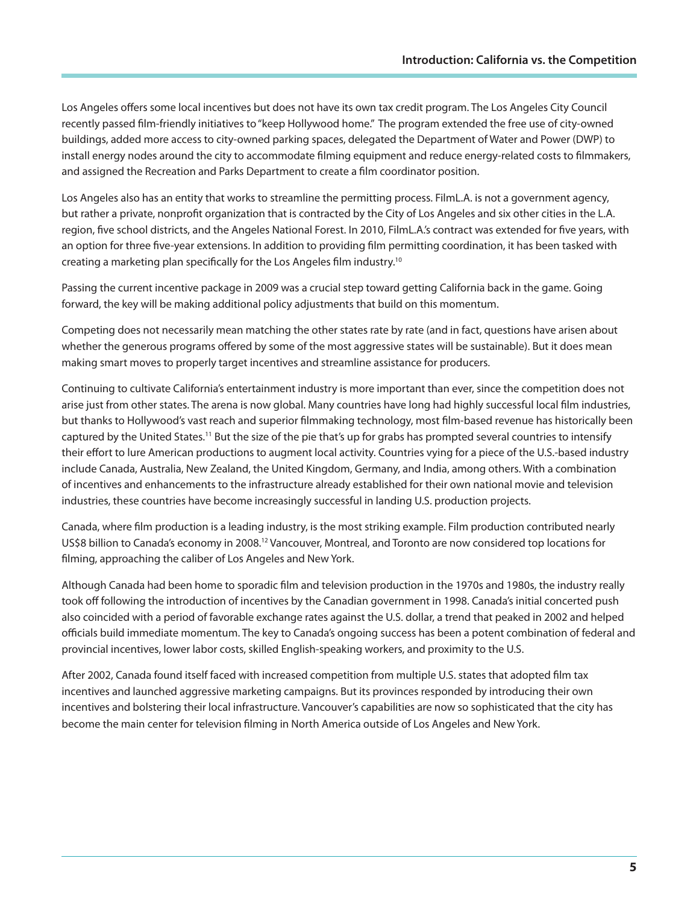Los Angeles offers some local incentives but does not have its own tax credit program. The Los Angeles City Council recently passed film-friendly initiatives to "keep Hollywood home." The program extended the free use of city-owned buildings, added more access to city-owned parking spaces, delegated the Department of Water and Power (DWP) to install energy nodes around the city to accommodate filming equipment and reduce energy-related costs to filmmakers, and assigned the Recreation and Parks Department to create a film coordinator position.

Los Angeles also has an entity that works to streamline the permitting process. FilmL.A. is not a government agency, but rather a private, nonprofit organization that is contracted by the City of Los Angeles and six other cities in the L.A. region, five school districts, and the Angeles National Forest. In 2010, FilmL.A.'s contract was extended for five years, with an option for three five-year extensions. In addition to providing film permitting coordination, it has been tasked with creating a marketing plan specifically for the Los Angeles film industry.[10]

Passing the current incentive package in 2009 was a crucial step toward getting California back in the game. Going forward, the key will be making additional policy adjustments that build on this momentum.

Competing does not necessarily mean matching the other states rate by rate (and in fact, questions have arisen about whether the generous programs offered by some of the most aggressive states will be sustainable). But it does mean making smart moves to properly target incentives and streamline assistance for producers.

Continuing to cultivate California's entertainment industry is more important than ever, since the competition does not arise just from other states. The arena is now global. Many countries have long had highly successful local film industries, but thanks to Hollywood's vast reach and superior filmmaking technology, most film-based revenue has historically been captured by the United States.[11] But the size of the pie that's up for grabs has prompted several countries to intensify their effort to lure American productions to augment local activity. Countries vying for a piece of the U.S.-based industry include Canada, Australia, New Zealand, the United Kingdom, Germany, and India, among others. With a combination of incentives and enhancements to the infrastructure already established for their own national movie and television industries, these countries have become increasingly successful in landing U.S. production projects.

Canada, where film production is a leading industry, is the most striking example. Film production contributed nearly US$8 billion to Canada's economy in 2008.[12] Vancouver, Montreal, and Toronto are now considered top locations for filming, approaching the caliber of Los Angeles and New York.

Although Canada had been home to sporadic film and television production in the 1970s and 1980s, the industry really took off following the introduction of incentives by the Canadian government in 1998. Canada's initial concerted push also coincided with a period of favorable exchange rates against the U.S. dollar, a trend that peaked in 2002 and helped officials build immediate momentum. The key to Canada's ongoing success has been a potent combination of federal and provincial incentives, lower labor costs, skilled English-speaking workers, and proximity to the U.S.

After 2002, Canada found itself faced with increased competition from multiple U.S. states that adopted film tax incentives and launched aggressive marketing campaigns. But its provinces responded by introducing their own incentives and bolstering their local infrastructure. Vancouver's capabilities are now so sophisticated that the city has become the main center for television filming in North America outside of Los Angeles and New York.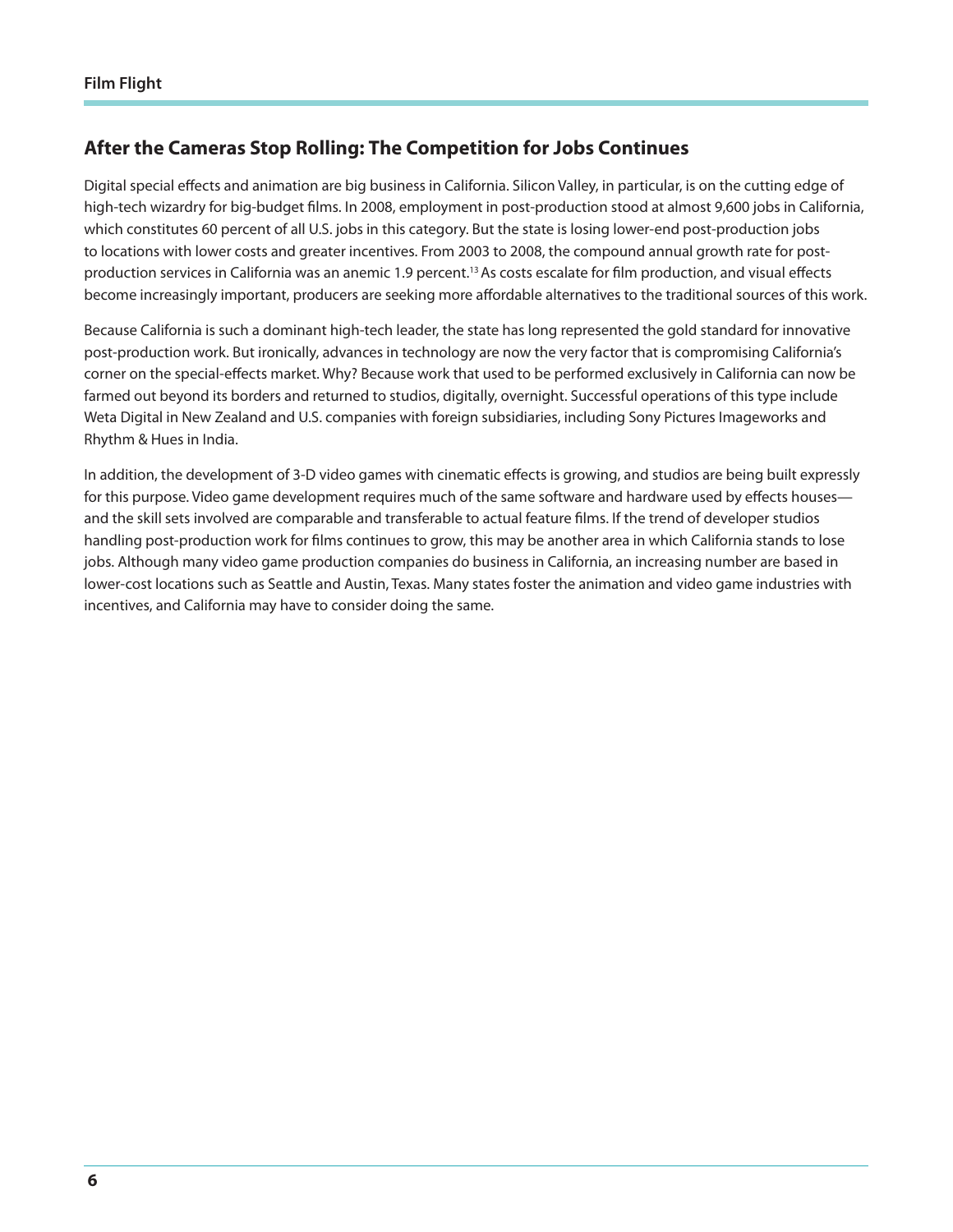## After the Cameras Stop Rolling: The Competition for Jobs Continues

Digital special effects and animation are big business in California. Silicon Valley, in particular, is on the cutting edge of high-tech wizardry for big-budget films. In 2008, employment in post-production stood at almost 9,600 jobs in California, which constitutes 60 percent of all U.S. jobs in this category. But the state is losing lower-end post-production jobs to locations with lower costs and greater incentives. From 2003 to 2008, the compound annual growth rate for post-production services in California was an anemic 1.9 percent.[13] As costs escalate for film production, and visual effects become increasingly important, producers are seeking more affordable alternatives to the traditional sources of this work.

Because California is such a dominant high-tech leader, the state has long represented the gold standard for innovative post-production work. But ironically, advances in technology are now the very factor that is compromising California's corner on the special-effects market. Why? Because work that used to be performed exclusively in California can now be farmed out beyond its borders and returned to studios, digitally, overnight. Successful operations of this type include Weta Digital in New Zealand and U.S. companies with foreign subsidiaries, including Sony Pictures Imageworks and Rhythm & Hues in India.

In addition, the development of 3-D video games with cinematic effects is growing, and studios are being built expressly for this purpose. Video game development requires much of the same software and hardware used by effects houses—and the skill sets involved are comparable and transferable to actual feature films. If the trend of developer studios handling post-production work for films continues to grow, this may be another area in which California stands to lose jobs. Although many video game production companies do business in California, an increasing number are based in lower-cost locations such as Seattle and Austin, Texas. Many states foster the animation and video game industries with incentives, and California may have to consider doing the same.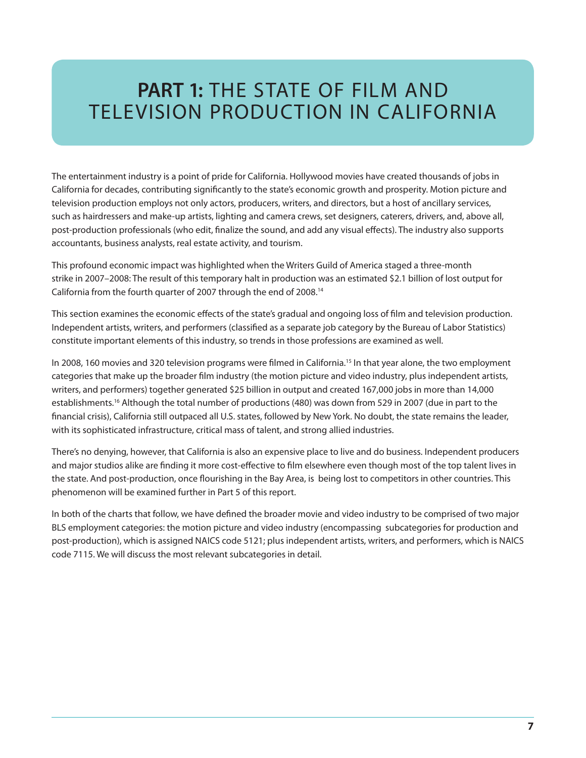# **PART 1:** THE STATE OF FILM AND TELEVISION PRODUCTION IN CALIFORNIA

The entertainment industry is a point of pride for California. Hollywood movies have created thousands of jobs in California for decades, contributing significantly to the state's economic growth and prosperity. Motion picture and television production employs not only actors, producers, writers, and directors, but a host of ancillary services, such as hairdressers and make-up artists, lighting and camera crews, set designers, caterers, drivers, and, above all, post-production professionals (who edit, finalize the sound, and add any visual effects). The industry also supports accountants, business analysts, real estate activity, and tourism.

This profound economic impact was highlighted when the Writers Guild of America staged a three-month strike in 2007–2008: The result of this temporary halt in production was an estimated $2.1 billion of lost output for California from the fourth quarter of 2007 through the end of 2008.[14]

This section examines the economic effects of the state's gradual and ongoing loss of film and television production. Independent artists, writers, and performers (classified as a separate job category by the Bureau of Labor Statistics) constitute important elements of this industry, so trends in those professions are examined as well.

In 2008, 160 movies and 320 television programs were filmed in California.[15] In that year alone, the two employment categories that make up the broader film industry (the motion picture and video industry, plus independent artists, writers, and performers) together generated $25 billion in output and created 167,000 jobs in more than 14,000 establishments.[16] Although the total number of productions (480) was down from 529 in 2007 (due in part to the financial crisis), California still outpaced all U.S. states, followed by New York. No doubt, the state remains the leader, with its sophisticated infrastructure, critical mass of talent, and strong allied industries.

There's no denying, however, that California is also an expensive place to live and do business. Independent producers and major studios alike are finding it more cost-effective to film elsewhere even though most of the top talent lives in the state. And post-production, once flourishing in the Bay Area, is being lost to competitors in other countries. This phenomenon will be examined further in Part 5 of this report.

In both of the charts that follow, we have defined the broader movie and video industry to be comprised of two major BLS employment categories: the motion picture and video industry (encompassing subcategories for production and post-production), which is assigned NAICS code 5121; plus independent artists, writers, and performers, which is NAICS code 7115. We will discuss the most relevant subcategories in detail.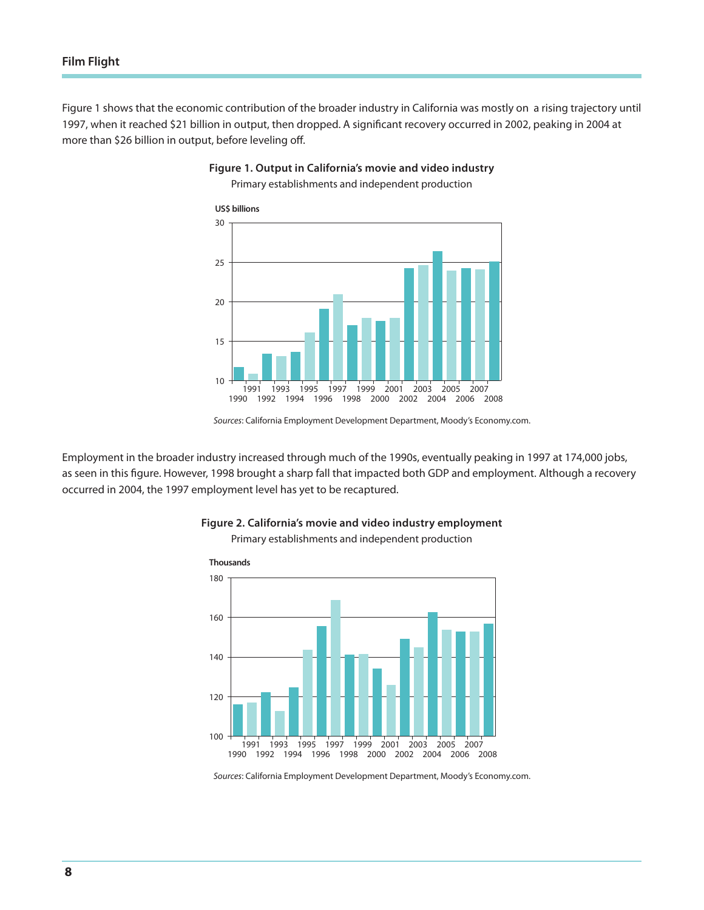Figure 1 shows that the economic contribution of the broader industry in California was mostly on a rising trajectory until 1997, when it reached $21 billion in output, then dropped. A significant recovery occurred in 2002, peaking in 2004 at more than $26 billion in output, before leveling off.

**Figure 1. Output in California's movie and video industry**

Primary establishments and independent production

*Sources*: California Employment Development Department, Moody's Economy.com.

Employment in the broader industry increased through much of the 1990s, eventually peaking in 1997 at 174,000 jobs, as seen in this figure. However, 1998 brought a sharp fall that impacted both GDP and employment. Although a recovery occurred in 2004, the 1997 employment level has yet to be recaptured.

**Figure 2. California's movie and video industry employment**

Primary establishments and independent production

*Sources*: California Employment Development Department, Moody's Economy.com.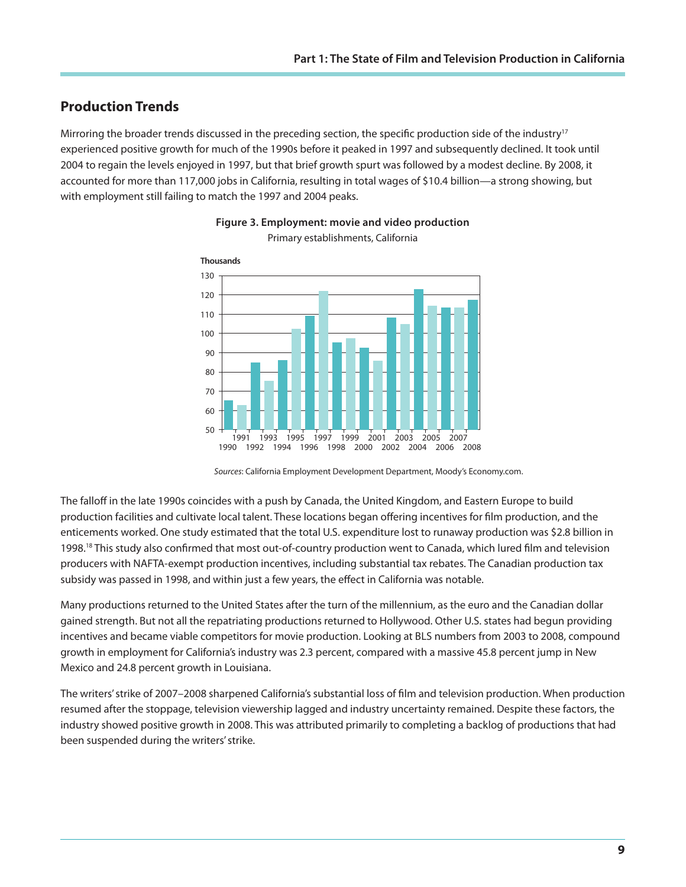## Production Trends

Mirroring the broader trends discussed in the preceding section, the specific production side of the industry[17] experienced positive growth for much of the 1990s before it peaked in 1997 and subsequently declined. It took until 2004 to regain the levels enjoyed in 1997, but that brief growth spurt was followed by a modest decline. By 2008, it accounted for more than 117,000 jobs in California, resulting in total wages of $10.4 billion—a strong showing, but with employment still failing to match the 1997 and 2004 peaks.

**Figure 3. Employment: movie and video production**

Primary establishments, California

*Sources*: California Employment Development Department, Moody's Economy.com.

The falloff in the late 1990s coincides with a push by Canada, the United Kingdom, and Eastern Europe to build production facilities and cultivate local talent. These locations began offering incentives for film production, and the enticements worked. One study estimated that the total U.S. expenditure lost to runaway production was $2.8 billion in 1998.[18] This study also confirmed that most out-of-country production went to Canada, which lured film and television producers with NAFTA-exempt production incentives, including substantial tax rebates. The Canadian production tax subsidy was passed in 1998, and within just a few years, the effect in California was notable.

Many productions returned to the United States after the turn of the millennium, as the euro and the Canadian dollar gained strength. But not all the repatriating productions returned to Hollywood. Other U.S. states had begun providing incentives and became viable competitors for movie production. Looking at BLS numbers from 2003 to 2008, compound growth in employment for California's industry was 2.3 percent, compared with a massive 45.8 percent jump in New Mexico and 24.8 percent growth in Louisiana.

The writers' strike of 2007–2008 sharpened California's substantial loss of film and television production. When production resumed after the stoppage, television viewership lagged and industry uncertainty remained. Despite these factors, the industry showed positive growth in 2008. This was attributed primarily to completing a backlog of productions that had been suspended during the writers' strike.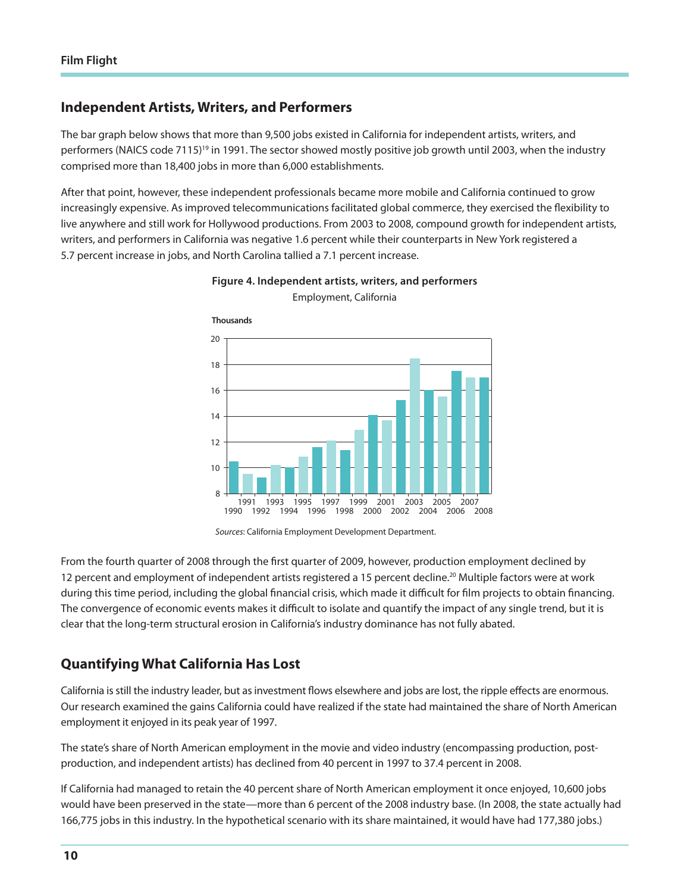## Independent Artists, Writers, and Performers

The bar graph below shows that more than 9,500 jobs existed in California for independent artists, writers, and performers (NAICS code 7115)[19] in 1991. The sector showed mostly positive job growth until 2003, when the industry comprised more than 18,400 jobs in more than 6,000 establishments.

After that point, however, these independent professionals became more mobile and California continued to grow increasingly expensive. As improved telecommunications facilitated global commerce, they exercised the flexibility to live anywhere and still work for Hollywood productions. From 2003 to 2008, compound growth for independent artists, writers, and performers in California was negative 1.6 percent while their counterparts in New York registered a 5.7 percent increase in jobs, and North Carolina tallied a 7.1 percent increase.

**Figure 4. Independent artists, writers, and performers**

Employment, California

*Sources*: California Employment Development Department.

From the fourth quarter of 2008 through the first quarter of 2009, however, production employment declined by 12 percent and employment of independent artists registered a 15 percent decline.[20] Multiple factors were at work during this time period, including the global financial crisis, which made it difficult for film projects to obtain financing. The convergence of economic events makes it difficult to isolate and quantify the impact of any single trend, but it is clear that the long-term structural erosion in California's industry dominance has not fully abated.

## Quantifying What California Has Lost

California is still the industry leader, but as investment flows elsewhere and jobs are lost, the ripple effects are enormous. Our research examined the gains California could have realized if the state had maintained the share of North American employment it enjoyed in its peak year of 1997.

The state's share of North American employment in the movie and video industry (encompassing production, post-production, and independent artists) has declined from 40 percent in 1997 to 37.4 percent in 2008.

If California had managed to retain the 40 percent share of North American employment it once enjoyed, 10,600 jobs would have been preserved in the state—more than 6 percent of the 2008 industry base. (In 2008, the state actually had 166,775 jobs in this industry. In the hypothetical scenario with its share maintained, it would have had 177,380 jobs.)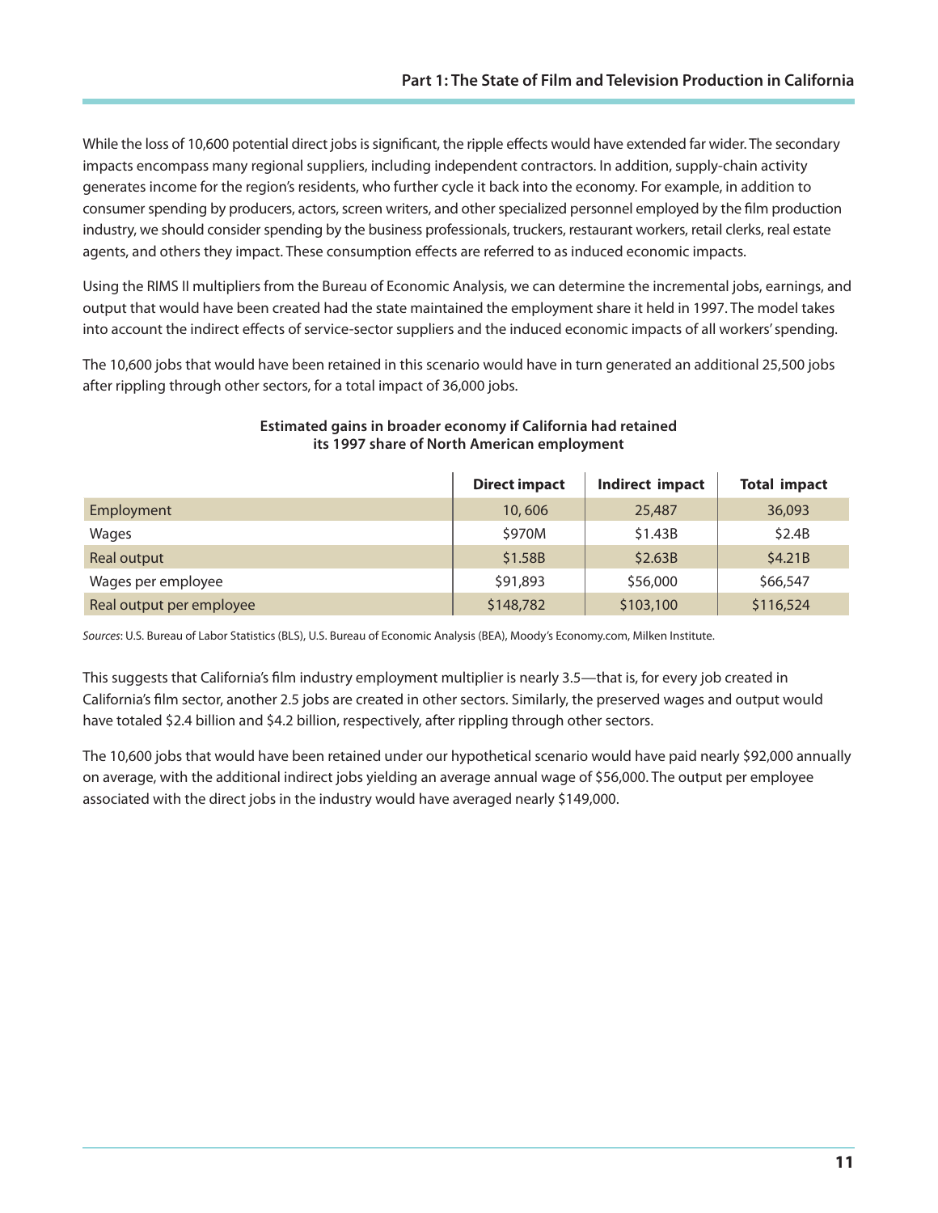While the loss of 10,600 potential direct jobs is significant, the ripple effects would have extended far wider. The secondary impacts encompass many regional suppliers, including independent contractors. In addition, supply-chain activity generates income for the region's residents, who further cycle it back into the economy. For example, in addition to consumer spending by producers, actors, screen writers, and other specialized personnel employed by the film production industry, we should consider spending by the business professionals, truckers, restaurant workers, retail clerks, real estate agents, and others they impact. These consumption effects are referred to as induced economic impacts.

Using the RIMS II multipliers from the Bureau of Economic Analysis, we can determine the incremental jobs, earnings, and output that would have been created had the state maintained the employment share it held in 1997. The model takes into account the indirect effects of service-sector suppliers and the induced economic impacts of all workers' spending.

The 10,600 jobs that would have been retained in this scenario would have in turn generated an additional 25,500 jobs after rippling through other sectors, for a total impact of 36,000 jobs.

**Estimated gains in broader economy if California had retained its 1997 share of North American employment**

| | Direct impact | Indirect impact | Total impact |
|---|---|---|---|
| Employment | 10, 606 | 25,487 | 36,093 |
| Wages | $970M | $1.43B | $2.4B |
| Real output | $1.58B | $2.63B | $4.21B |
| Wages per employee | $91,893 | $56,000 | $66,547 |
| Real output per employee | $148,782 | $103,100 | $116,524 |

*Sources*: U.S. Bureau of Labor Statistics (BLS), U.S. Bureau of Economic Analysis (BEA), Moody's Economy.com, Milken Institute.

This suggests that California's film industry employment multiplier is nearly 3.5—that is, for every job created in California's film sector, another 2.5 jobs are created in other sectors. Similarly, the preserved wages and output would have totaled $2.4 billion and $4.2 billion, respectively, after rippling through other sectors.

The 10,600 jobs that would have been retained under our hypothetical scenario would have paid nearly $92,000 annually on average, with the additional indirect jobs yielding an average annual wage of $56,000. The output per employee associated with the direct jobs in the industry would have averaged nearly $149,000.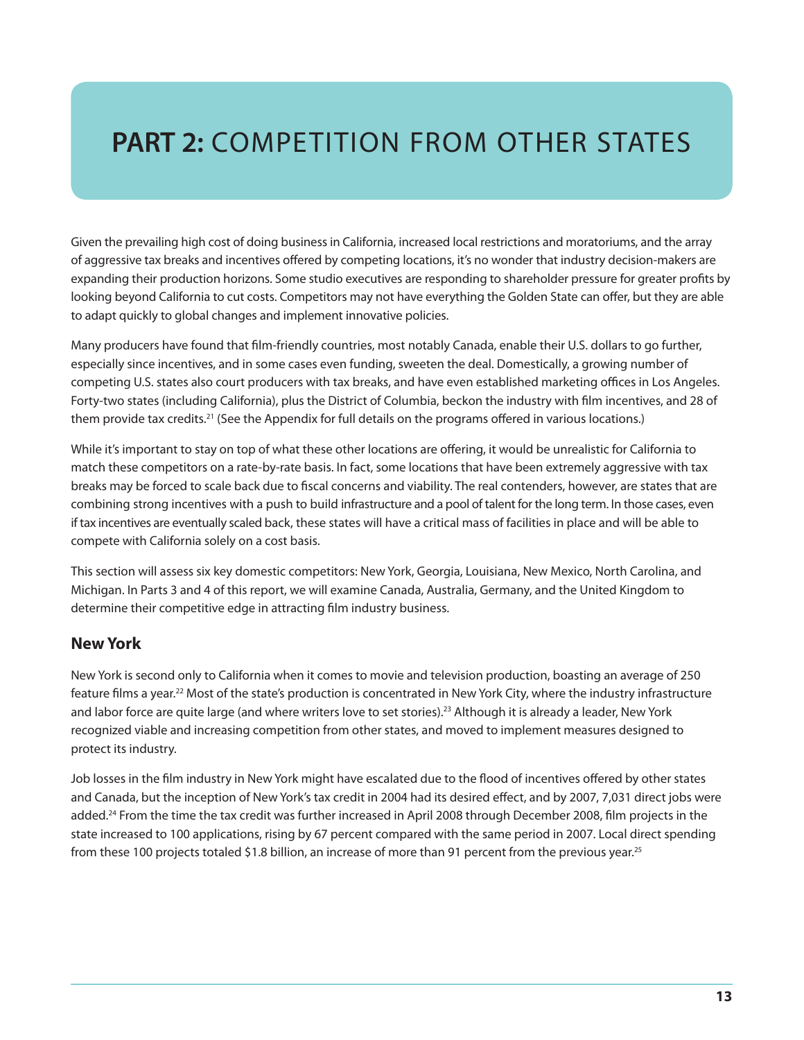# **PART 2:** COMPETITION FROM OTHER STATES

Given the prevailing high cost of doing business in California, increased local restrictions and moratoriums, and the array of aggressive tax breaks and incentives offered by competing locations, it's no wonder that industry decision-makers are expanding their production horizons. Some studio executives are responding to shareholder pressure for greater profits by looking beyond California to cut costs. Competitors may not have everything the Golden State can offer, but they are able to adapt quickly to global changes and implement innovative policies.

Many producers have found that film-friendly countries, most notably Canada, enable their U.S. dollars to go further, especially since incentives, and in some cases even funding, sweeten the deal. Domestically, a growing number of competing U.S. states also court producers with tax breaks, and have even established marketing offices in Los Angeles. Forty-two states (including California), plus the District of Columbia, beckon the industry with film incentives, and 28 of them provide tax credits.[21] (See the Appendix for full details on the programs offered in various locations.)

While it's important to stay on top of what these other locations are offering, it would be unrealistic for California to match these competitors on a rate-by-rate basis. In fact, some locations that have been extremely aggressive with tax breaks may be forced to scale back due to fiscal concerns and viability. The real contenders, however, are states that are combining strong incentives with a push to build infrastructure and a pool of talent for the long term. In those cases, even if tax incentives are eventually scaled back, these states will have a critical mass of facilities in place and will be able to compete with California solely on a cost basis.

This section will assess six key domestic competitors: New York, Georgia, Louisiana, New Mexico, North Carolina, and Michigan. In Parts 3 and 4 of this report, we will examine Canada, Australia, Germany, and the United Kingdom to determine their competitive edge in attracting film industry business.

## New York

New York is second only to California when it comes to movie and television production, boasting an average of 250 feature films a year.[22] Most of the state's production is concentrated in New York City, where the industry infrastructure and labor force are quite large (and where writers love to set stories).[23] Although it is already a leader, New York recognized viable and increasing competition from other states, and moved to implement measures designed to protect its industry.

Job losses in the film industry in New York might have escalated due to the flood of incentives offered by other states and Canada, but the inception of New York's tax credit in 2004 had its desired effect, and by 2007, 7,031 direct jobs were added.[24] From the time the tax credit was further increased in April 2008 through December 2008, film projects in the state increased to 100 applications, rising by 67 percent compared with the same period in 2007. Local direct spending from these 100 projects totaled $1.8 billion, an increase of more than 91 percent from the previous year.[25]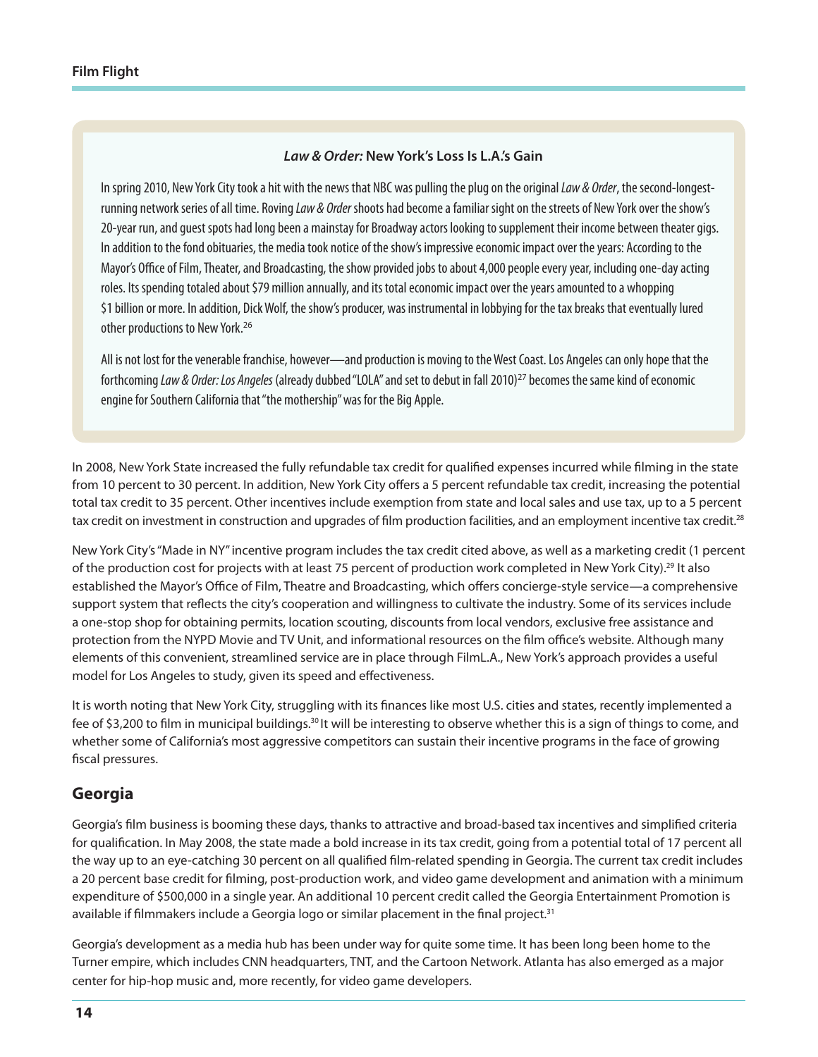### *Law & Order:* New York's Loss Is L.A.'s Gain

In spring 2010, New York City took a hit with the news that NBC was pulling the plug on the original *Law & Order*, the second-longest-running network series of all time. Roving *Law & Order* shoots had become a familiar sight on the streets of New York over the show's 20-year run, and guest spots had long been a mainstay for Broadway actors looking to supplement their income between theater gigs. In addition to the fond obituaries, the media took notice of the show's impressive economic impact over the years: According to the Mayor's Office of Film, Theater, and Broadcasting, the show provided jobs to about 4,000 people every year, including one-day acting roles. Its spending totaled about $79 million annually, and its total economic impact over the years amounted to a whopping $1 billion or more. In addition, Dick Wolf, the show's producer, was instrumental in lobbying for the tax breaks that eventually lured other productions to New York.[26]

All is not lost for the venerable franchise, however—and production is moving to the West Coast. Los Angeles can only hope that the forthcoming *Law & Order: Los Angeles* (already dubbed "LOLA" and set to debut in fall 2010)[27] becomes the same kind of economic engine for Southern California that "the mothership" was for the Big Apple.

In 2008, New York State increased the fully refundable tax credit for qualified expenses incurred while filming in the state from 10 percent to 30 percent. In addition, New York City offers a 5 percent refundable tax credit, increasing the potential total tax credit to 35 percent. Other incentives include exemption from state and local sales and use tax, up to a 5 percent tax credit on investment in construction and upgrades of film production facilities, and an employment incentive tax credit.[28]

New York City's "Made in NY" incentive program includes the tax credit cited above, as well as a marketing credit (1 percent of the production cost for projects with at least 75 percent of production work completed in New York City).[29] It also established the Mayor's Office of Film, Theatre and Broadcasting, which offers concierge-style service—a comprehensive support system that reflects the city's cooperation and willingness to cultivate the industry. Some of its services include a one-stop shop for obtaining permits, location scouting, discounts from local vendors, exclusive free assistance and protection from the NYPD Movie and TV Unit, and informational resources on the film office's website. Although many elements of this convenient, streamlined service are in place through FilmL.A., New York's approach provides a useful model for Los Angeles to study, given its speed and effectiveness.

It is worth noting that New York City, struggling with its finances like most U.S. cities and states, recently implemented a fee of $3,200 to film in municipal buildings.[30] It will be interesting to observe whether this is a sign of things to come, and whether some of California's most aggressive competitors can sustain their incentive programs in the face of growing fiscal pressures.

## Georgia

Georgia's film business is booming these days, thanks to attractive and broad-based tax incentives and simplified criteria for qualification. In May 2008, the state made a bold increase in its tax credit, going from a potential total of 17 percent all the way up to an eye-catching 30 percent on all qualified film-related spending in Georgia. The current tax credit includes a 20 percent base credit for filming, post-production work, and video game development and animation with a minimum expenditure of $500,000 in a single year. An additional 10 percent credit called the Georgia Entertainment Promotion is available if filmmakers include a Georgia logo or similar placement in the final project.[31]

Georgia's development as a media hub has been under way for quite some time. It has been long been home to the Turner empire, which includes CNN headquarters, TNT, and the Cartoon Network. Atlanta has also emerged as a major center for hip-hop music and, more recently, for video game developers.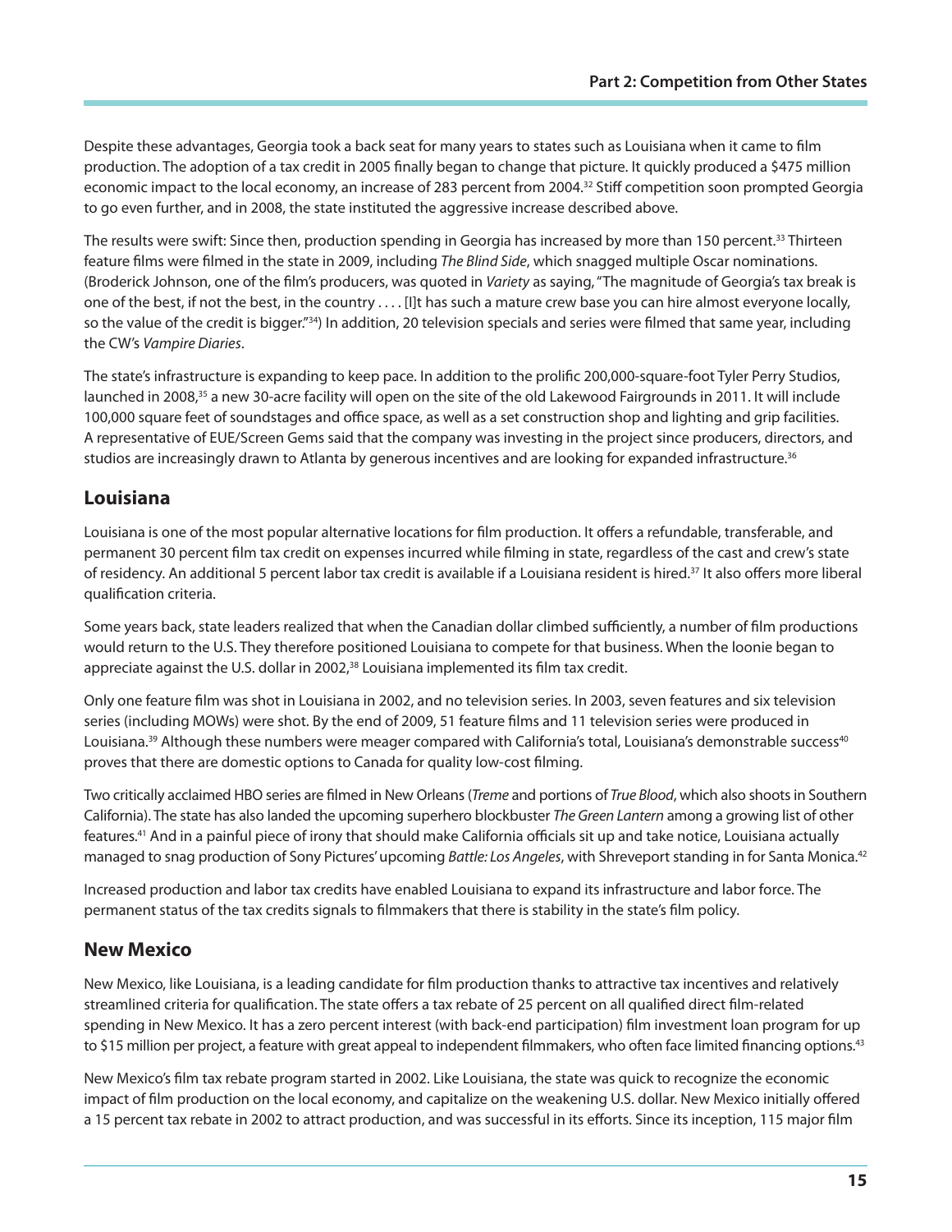Despite these advantages, Georgia took a back seat for many years to states such as Louisiana when it came to film production. The adoption of a tax credit in 2005 finally began to change that picture. It quickly produced a $475 million economic impact to the local economy, an increase of 283 percent from 2004.[32] Stiff competition soon prompted Georgia to go even further, and in 2008, the state instituted the aggressive increase described above.

The results were swift: Since then, production spending in Georgia has increased by more than 150 percent.[33] Thirteen feature films were filmed in the state in 2009, including *The Blind Side*, which snagged multiple Oscar nominations. (Broderick Johnson, one of the film's producers, was quoted in *Variety* as saying, "The magnitude of Georgia's tax break is one of the best, if not the best, in the country . . . . [I]t has such a mature crew base you can hire almost everyone locally, so the value of the credit is bigger."[34]) In addition, 20 television specials and series were filmed that same year, including the CW's *Vampire Diaries*.

The state's infrastructure is expanding to keep pace. In addition to the prolific 200,000-square-foot Tyler Perry Studios, launched in 2008,[35] a new 30-acre facility will open on the site of the old Lakewood Fairgrounds in 2011. It will include 100,000 square feet of soundstages and office space, as well as a set construction shop and lighting and grip facilities. A representative of EUE/Screen Gems said that the company was investing in the project since producers, directors, and studios are increasingly drawn to Atlanta by generous incentives and are looking for expanded infrastructure.[36]

## Louisiana

Louisiana is one of the most popular alternative locations for film production. It offers a refundable, transferable, and permanent 30 percent film tax credit on expenses incurred while filming in state, regardless of the cast and crew's state of residency. An additional 5 percent labor tax credit is available if a Louisiana resident is hired.[37] It also offers more liberal qualification criteria.

Some years back, state leaders realized that when the Canadian dollar climbed sufficiently, a number of film productions would return to the U.S. They therefore positioned Louisiana to compete for that business. When the loonie began to appreciate against the U.S. dollar in 2002,[38] Louisiana implemented its film tax credit.

Only one feature film was shot in Louisiana in 2002, and no television series. In 2003, seven features and six television series (including MOWs) were shot. By the end of 2009, 51 feature films and 11 television series were produced in Louisiana.[39] Although these numbers were meager compared with California's total, Louisiana's demonstrable success[40] proves that there are domestic options to Canada for quality low-cost filming.

Two critically acclaimed HBO series are filmed in New Orleans (*Treme* and portions of *True Blood*, which also shoots in Southern California). The state has also landed the upcoming superhero blockbuster *The Green Lantern* among a growing list of other features.[41] And in a painful piece of irony that should make California officials sit up and take notice, Louisiana actually managed to snag production of Sony Pictures' upcoming *Battle: Los Angeles*, with Shreveport standing in for Santa Monica.[42]

Increased production and labor tax credits have enabled Louisiana to expand its infrastructure and labor force. The permanent status of the tax credits signals to filmmakers that there is stability in the state's film policy.

## New Mexico

New Mexico, like Louisiana, is a leading candidate for film production thanks to attractive tax incentives and relatively streamlined criteria for qualification. The state offers a tax rebate of 25 percent on all qualified direct film-related spending in New Mexico. It has a zero percent interest (with back-end participation) film investment loan program for up to $15 million per project, a feature with great appeal to independent filmmakers, who often face limited financing options.[43]

New Mexico's film tax rebate program started in 2002. Like Louisiana, the state was quick to recognize the economic impact of film production on the local economy, and capitalize on the weakening U.S. dollar. New Mexico initially offered a 15 percent tax rebate in 2002 to attract production, and was successful in its efforts. Since its inception, 115 major film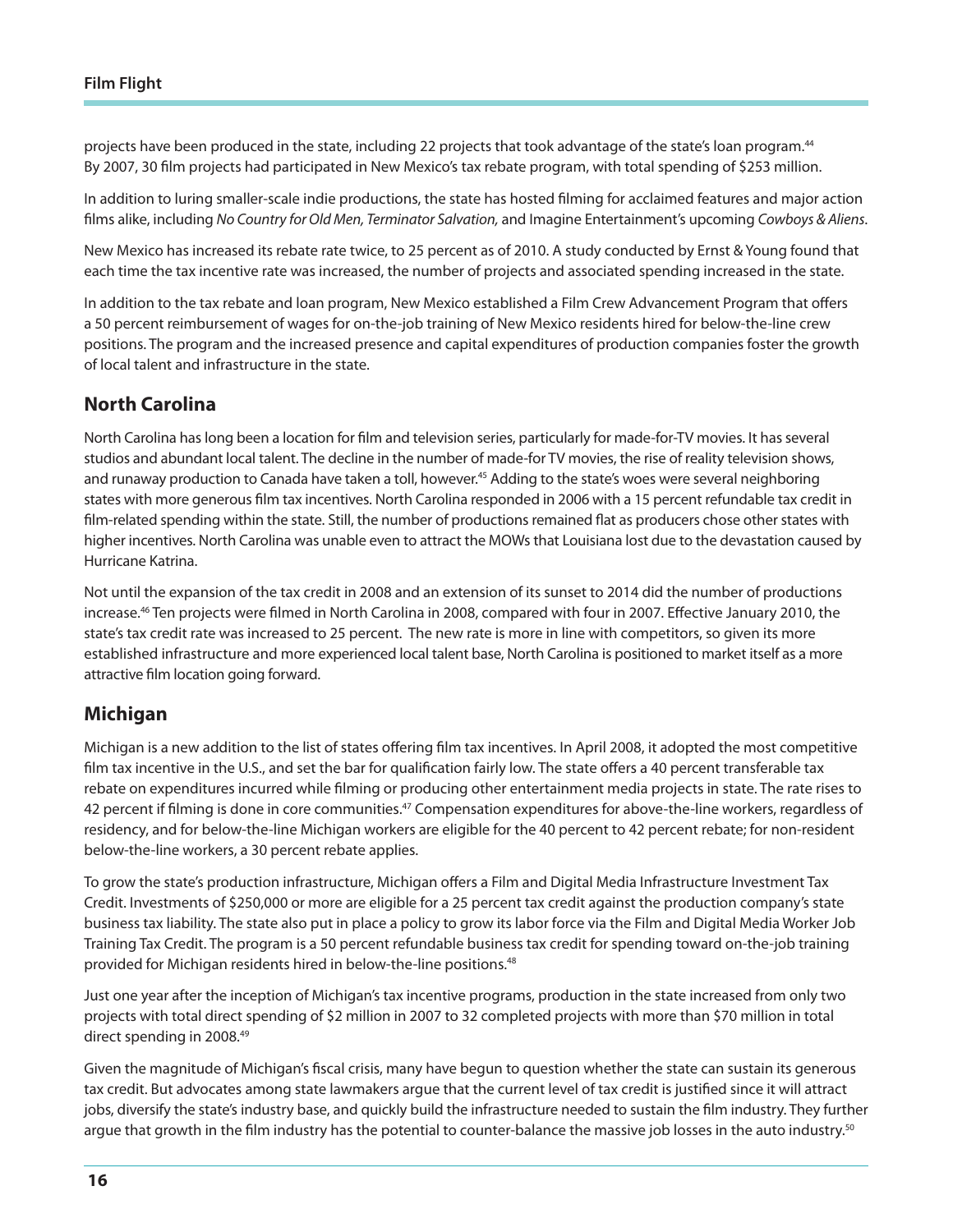projects have been produced in the state, including 22 projects that took advantage of the state's loan program.[44] By 2007, 30 film projects had participated in New Mexico's tax rebate program, with total spending of $253 million.

In addition to luring smaller-scale indie productions, the state has hosted filming for acclaimed features and major action films alike, including *No Country for Old Men, Terminator Salvation,* and Imagine Entertainment's upcoming *Cowboys & Aliens*.

New Mexico has increased its rebate rate twice, to 25 percent as of 2010. A study conducted by Ernst & Young found that each time the tax incentive rate was increased, the number of projects and associated spending increased in the state.

In addition to the tax rebate and loan program, New Mexico established a Film Crew Advancement Program that offers a 50 percent reimbursement of wages for on-the-job training of New Mexico residents hired for below-the-line crew positions. The program and the increased presence and capital expenditures of production companies foster the growth of local talent and infrastructure in the state.

## North Carolina

North Carolina has long been a location for film and television series, particularly for made-for-TV movies. It has several studios and abundant local talent. The decline in the number of made-for TV movies, the rise of reality television shows, and runaway production to Canada have taken a toll, however.[45] Adding to the state's woes were several neighboring states with more generous film tax incentives. North Carolina responded in 2006 with a 15 percent refundable tax credit in film-related spending within the state. Still, the number of productions remained flat as producers chose other states with higher incentives. North Carolina was unable even to attract the MOWs that Louisiana lost due to the devastation caused by Hurricane Katrina.

Not until the expansion of the tax credit in 2008 and an extension of its sunset to 2014 did the number of productions increase.[46] Ten projects were filmed in North Carolina in 2008, compared with four in 2007. Effective January 2010, the state's tax credit rate was increased to 25 percent. The new rate is more in line with competitors, so given its more established infrastructure and more experienced local talent base, North Carolina is positioned to market itself as a more attractive film location going forward.

## Michigan

Michigan is a new addition to the list of states offering film tax incentives. In April 2008, it adopted the most competitive film tax incentive in the U.S., and set the bar for qualification fairly low. The state offers a 40 percent transferable tax rebate on expenditures incurred while filming or producing other entertainment media projects in state. The rate rises to 42 percent if filming is done in core communities.[47] Compensation expenditures for above-the-line workers, regardless of residency, and for below-the-line Michigan workers are eligible for the 40 percent to 42 percent rebate; for non-resident below-the-line workers, a 30 percent rebate applies.

To grow the state's production infrastructure, Michigan offers a Film and Digital Media Infrastructure Investment Tax Credit. Investments of $250,000 or more are eligible for a 25 percent tax credit against the production company's state business tax liability. The state also put in place a policy to grow its labor force via the Film and Digital Media Worker Job Training Tax Credit. The program is a 50 percent refundable business tax credit for spending toward on-the-job training provided for Michigan residents hired in below-the-line positions.[48]

Just one year after the inception of Michigan's tax incentive programs, production in the state increased from only two projects with total direct spending of $2 million in 2007 to 32 completed projects with more than $70 million in total direct spending in 2008.[49]

Given the magnitude of Michigan's fiscal crisis, many have begun to question whether the state can sustain its generous tax credit. But advocates among state lawmakers argue that the current level of tax credit is justified since it will attract jobs, diversify the state's industry base, and quickly build the infrastructure needed to sustain the film industry. They further argue that growth in the film industry has the potential to counter-balance the massive job losses in the auto industry.[50]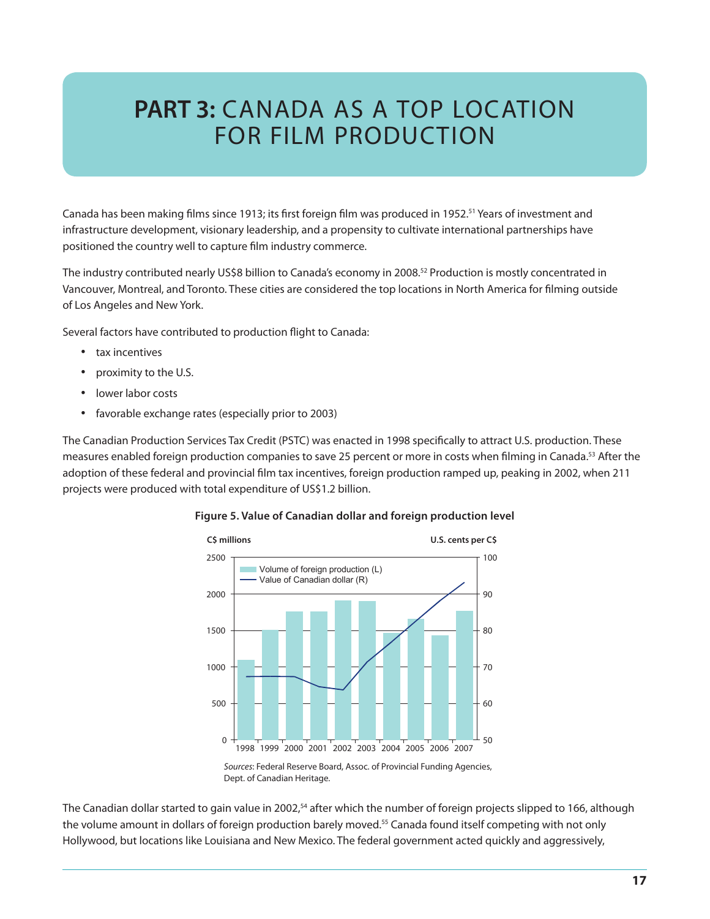# PART 3: CANADA AS A TOP LOCATION FOR FILM PRODUCTION

Canada has been making films since 1913; its first foreign film was produced in 1952.[51] Years of investment and infrastructure development, visionary leadership, and a propensity to cultivate international partnerships have positioned the country well to capture film industry commerce.

The industry contributed nearly US$8 billion to Canada's economy in 2008.[52] Production is mostly concentrated in Vancouver, Montreal, and Toronto. These cities are considered the top locations in North America for filming outside of Los Angeles and New York.

Several factors have contributed to production flight to Canada:

- tax incentives
- proximity to the U.S.
- lower labor costs
- favorable exchange rates (especially prior to 2003)

The Canadian Production Services Tax Credit (PSTC) was enacted in 1998 specifically to attract U.S. production. These measures enabled foreign production companies to save 25 percent or more in costs when filming in Canada.[53] After the adoption of these federal and provincial film tax incentives, foreign production ramped up, peaking in 2002, when 211 projects were produced with total expenditure of US$1.2 billion.

**Figure 5. Value of Canadian dollar and foreign production level**

*Sources*: Federal Reserve Board, Assoc. of Provincial Funding Agencies, Dept. of Canadian Heritage.

The Canadian dollar started to gain value in 2002,[54] after which the number of foreign projects slipped to 166, although the volume amount in dollars of foreign production barely moved.[55] Canada found itself competing with not only Hollywood, but locations like Louisiana and New Mexico. The federal government acted quickly and aggressively,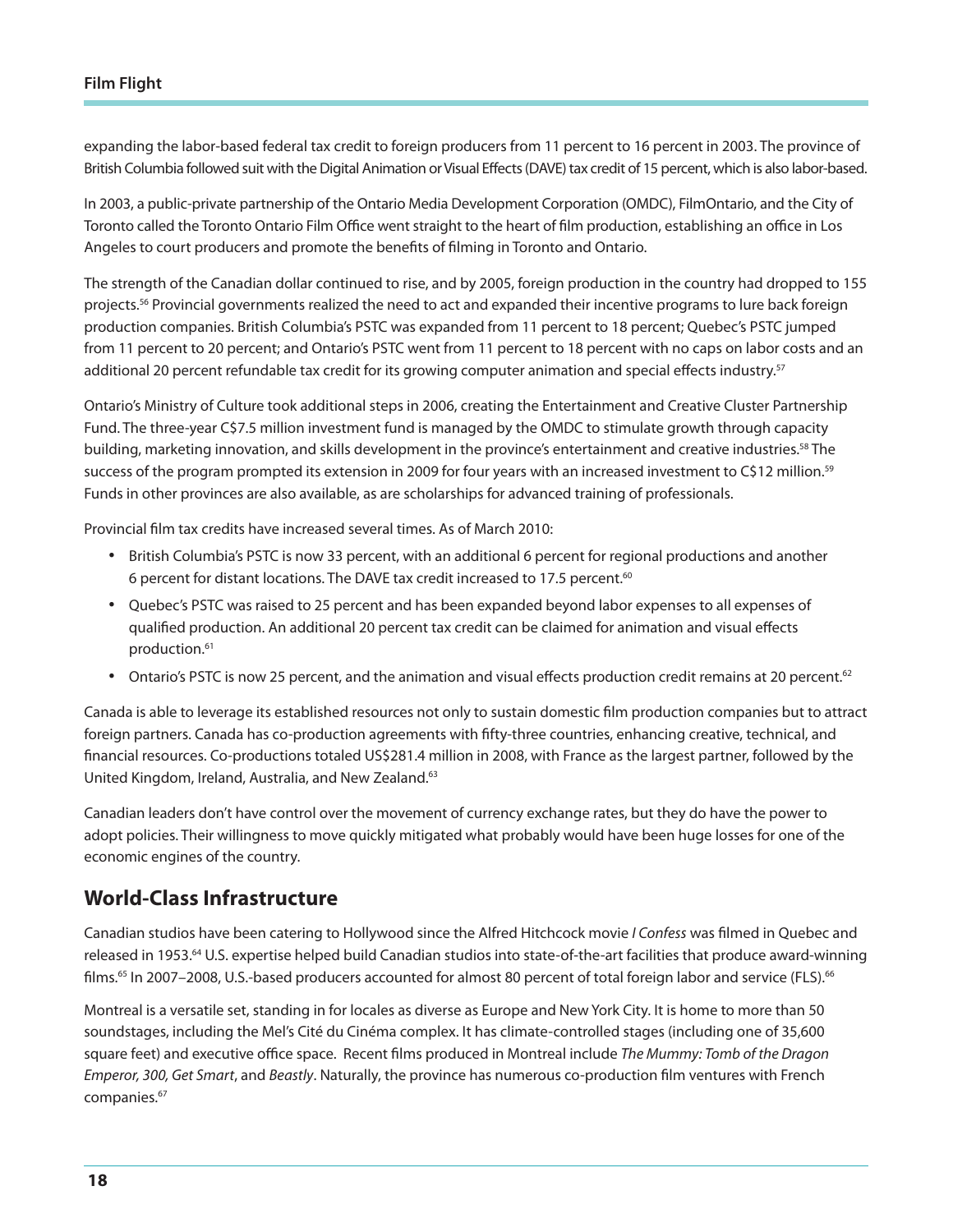expanding the labor-based federal tax credit to foreign producers from 11 percent to 16 percent in 2003. The province of British Columbia followed suit with the Digital Animation or Visual Effects (DAVE) tax credit of 15 percent, which is also labor-based.

In 2003, a public-private partnership of the Ontario Media Development Corporation (OMDC), FilmOntario, and the City of Toronto called the Toronto Ontario Film Office went straight to the heart of film production, establishing an office in Los Angeles to court producers and promote the benefits of filming in Toronto and Ontario.

The strength of the Canadian dollar continued to rise, and by 2005, foreign production in the country had dropped to 155 projects.[56] Provincial governments realized the need to act and expanded their incentive programs to lure back foreign production companies. British Columbia's PSTC was expanded from 11 percent to 18 percent; Quebec's PSTC jumped from 11 percent to 20 percent; and Ontario's PSTC went from 11 percent to 18 percent with no caps on labor costs and an additional 20 percent refundable tax credit for its growing computer animation and special effects industry.[57]

Ontario's Ministry of Culture took additional steps in 2006, creating the Entertainment and Creative Cluster Partnership Fund. The three-year C$7.5 million investment fund is managed by the OMDC to stimulate growth through capacity building, marketing innovation, and skills development in the province's entertainment and creative industries.[58] The success of the program prompted its extension in 2009 for four years with an increased investment to C$12 million.[59] Funds in other provinces are also available, as are scholarships for advanced training of professionals.

Provincial film tax credits have increased several times. As of March 2010:

- British Columbia's PSTC is now 33 percent, with an additional 6 percent for regional productions and another 6 percent for distant locations. The DAVE tax credit increased to 17.5 percent.[60]
- Quebec's PSTC was raised to 25 percent and has been expanded beyond labor expenses to all expenses of qualified production. An additional 20 percent tax credit can be claimed for animation and visual effects production.[61]
- Ontario's PSTC is now 25 percent, and the animation and visual effects production credit remains at 20 percent.[62]

Canada is able to leverage its established resources not only to sustain domestic film production companies but to attract foreign partners. Canada has co-production agreements with fifty-three countries, enhancing creative, technical, and financial resources. Co-productions totaled US$281.4 million in 2008, with France as the largest partner, followed by the United Kingdom, Ireland, Australia, and New Zealand.[63]

Canadian leaders don't have control over the movement of currency exchange rates, but they do have the power to adopt policies. Their willingness to move quickly mitigated what probably would have been huge losses for one of the economic engines of the country.

## World-Class Infrastructure

Canadian studios have been catering to Hollywood since the Alfred Hitchcock movie *I Confess* was filmed in Quebec and released in 1953.[64] U.S. expertise helped build Canadian studios into state-of-the-art facilities that produce award-winning films.[65] In 2007–2008, U.S.-based producers accounted for almost 80 percent of total foreign labor and service (FLS).[66]

Montreal is a versatile set, standing in for locales as diverse as Europe and New York City. It is home to more than 50 soundstages, including the Mel's Cité du Cinéma complex. It has climate-controlled stages (including one of 35,600 square feet) and executive office space. Recent films produced in Montreal include *The Mummy: Tomb of the Dragon Emperor, 300, Get Smart*, and *Beastly*. Naturally, the province has numerous co-production film ventures with French companies.[67]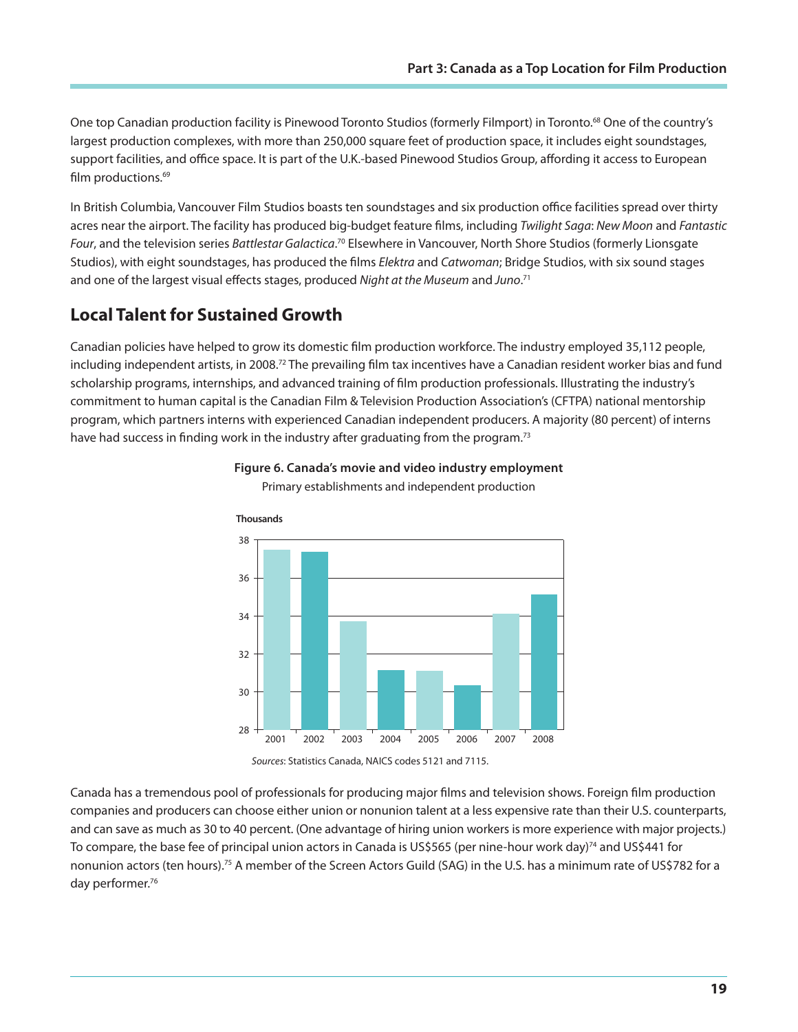One top Canadian production facility is Pinewood Toronto Studios (formerly Filmport) in Toronto.[68] One of the country's largest production complexes, with more than 250,000 square feet of production space, it includes eight soundstages, support facilities, and office space. It is part of the U.K.-based Pinewood Studios Group, affording it access to European film productions.[69]

In British Columbia, Vancouver Film Studios boasts ten soundstages and six production office facilities spread over thirty acres near the airport. The facility has produced big-budget feature films, including *Twilight Saga*: *New Moon* and *Fantastic Four*, and the television series *Battlestar Galactica*.[70] Elsewhere in Vancouver, North Shore Studios (formerly Lionsgate Studios), with eight soundstages, has produced the films *Elektra* and *Catwoman*; Bridge Studios, with six sound stages and one of the largest visual effects stages, produced *Night at the Museum* and *Juno*.[71]

## Local Talent for Sustained Growth

Canadian policies have helped to grow its domestic film production workforce. The industry employed 35,112 people, including independent artists, in 2008.[72] The prevailing film tax incentives have a Canadian resident worker bias and fund scholarship programs, internships, and advanced training of film production professionals. Illustrating the industry's commitment to human capital is the Canadian Film & Television Production Association's (CFTPA) national mentorship program, which partners interns with experienced Canadian independent producers. A majority (80 percent) of interns have had success in finding work in the industry after graduating from the program.[73]

**Figure 6. Canada's movie and video industry employment**

Primary establishments and independent production

Thousands

| Year | Employment (thousands, approx.) |
|---|---|
| 2001 | 37.5 |
| 2002 | 37.4 |
| 2003 | 33.7 |
| 2004 | 31.1 |
| 2005 | 31.1 |
| 2006 | 30.3 |
| 2007 | 34.1 |
| 2008 | 35.1 |

*Sources*: Statistics Canada, NAICS codes 5121 and 7115.

Canada has a tremendous pool of professionals for producing major films and television shows. Foreign film production companies and producers can choose either union or nonunion talent at a less expensive rate than their U.S. counterparts, and can save as much as 30 to 40 percent. (One advantage of hiring union workers is more experience with major projects.) To compare, the base fee of principal union actors in Canada is US$565 (per nine-hour work day)[74] and US$441 for nonunion actors (ten hours).[75] A member of the Screen Actors Guild (SAG) in the U.S. has a minimum rate of US$782 for a day performer.[76]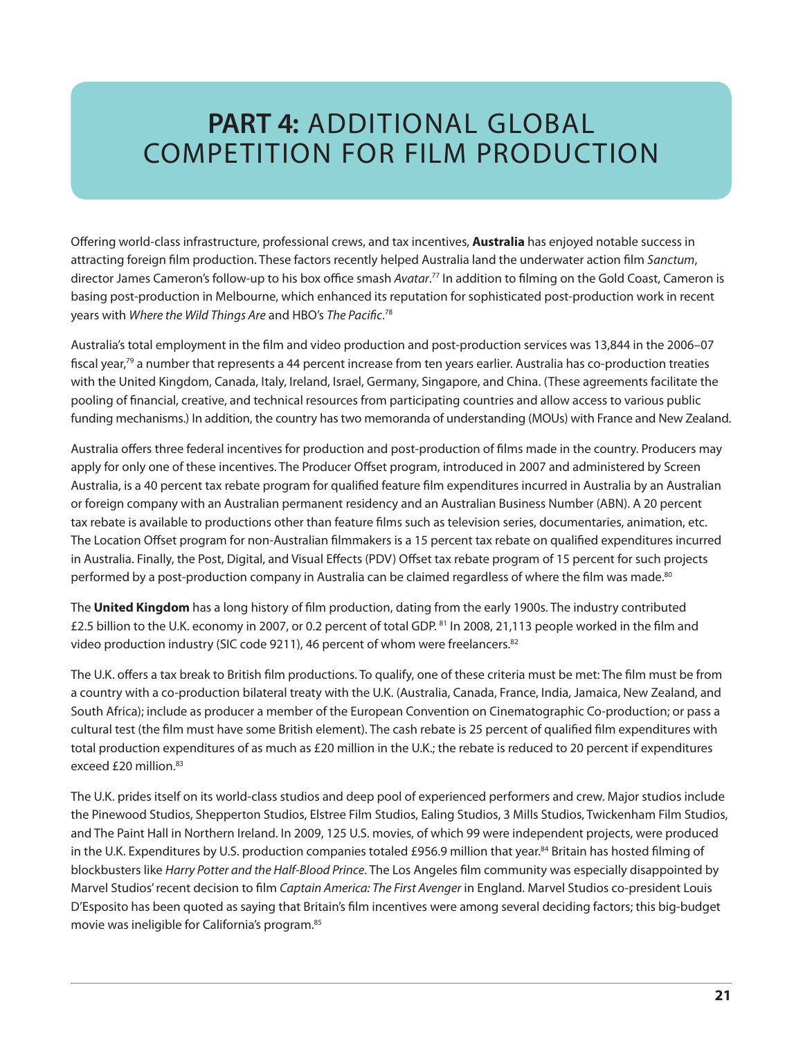# **PART 4:** ADDITIONAL GLOBAL COMPETITION FOR FILM PRODUCTION

Offering world-class infrastructure, professional crews, and tax incentives, **Australia** has enjoyed notable success in attracting foreign film production. These factors recently helped Australia land the underwater action film *Sanctum*, director James Cameron's follow-up to his box office smash *Avatar*.[77] In addition to filming on the Gold Coast, Cameron is basing post-production in Melbourne, which enhanced its reputation for sophisticated post-production work in recent years with *Where the Wild Things Are* and HBO's *The Pacific*.[78]

Australia's total employment in the film and video production and post-production services was 13,844 in the 2006–07 fiscal year,[79] a number that represents a 44 percent increase from ten years earlier. Australia has co-production treaties with the United Kingdom, Canada, Italy, Ireland, Israel, Germany, Singapore, and China. (These agreements facilitate the pooling of financial, creative, and technical resources from participating countries and allow access to various public funding mechanisms.) In addition, the country has two memoranda of understanding (MOUs) with France and New Zealand.

Australia offers three federal incentives for production and post-production of films made in the country. Producers may apply for only one of these incentives. The Producer Offset program, introduced in 2007 and administered by Screen Australia, is a 40 percent tax rebate program for qualified feature film expenditures incurred in Australia by an Australian or foreign company with an Australian permanent residency and an Australian Business Number (ABN). A 20 percent tax rebate is available to productions other than feature films such as television series, documentaries, animation, etc. The Location Offset program for non-Australian filmmakers is a 15 percent tax rebate on qualified expenditures incurred in Australia. Finally, the Post, Digital, and Visual Effects (PDV) Offset tax rebate program of 15 percent for such projects performed by a post-production company in Australia can be claimed regardless of where the film was made.[80]

The **United Kingdom** has a long history of film production, dating from the early 1900s. The industry contributed £2.5 billion to the U.K. economy in 2007, or 0.2 percent of total GDP.[81] In 2008, 21,113 people worked in the film and video production industry (SIC code 9211), 46 percent of whom were freelancers.[82]

The U.K. offers a tax break to British film productions. To qualify, one of these criteria must be met: The film must be from a country with a co-production bilateral treaty with the U.K. (Australia, Canada, France, India, Jamaica, New Zealand, and South Africa); include as producer a member of the European Convention on Cinematographic Co-production; or pass a cultural test (the film must have some British element). The cash rebate is 25 percent of qualified film expenditures with total production expenditures of as much as £20 million in the U.K.; the rebate is reduced to 20 percent if expenditures exceed £20 million.[83]

The U.K. prides itself on its world-class studios and deep pool of experienced performers and crew. Major studios include the Pinewood Studios, Shepperton Studios, Elstree Film Studios, Ealing Studios, 3 Mills Studios, Twickenham Film Studios, and The Paint Hall in Northern Ireland. In 2009, 125 U.S. movies, of which 99 were independent projects, were produced in the U.K. Expenditures by U.S. production companies totaled £956.9 million that year.[84] Britain has hosted filming of blockbusters like *Harry Potter and the Half-Blood Prince*. The Los Angeles film community was especially disappointed by Marvel Studios' recent decision to film *Captain America: The First Avenger* in England. Marvel Studios co-president Louis D'Esposito has been quoted as saying that Britain's film incentives were among several deciding factors; this big-budget movie was ineligible for California's program.[85]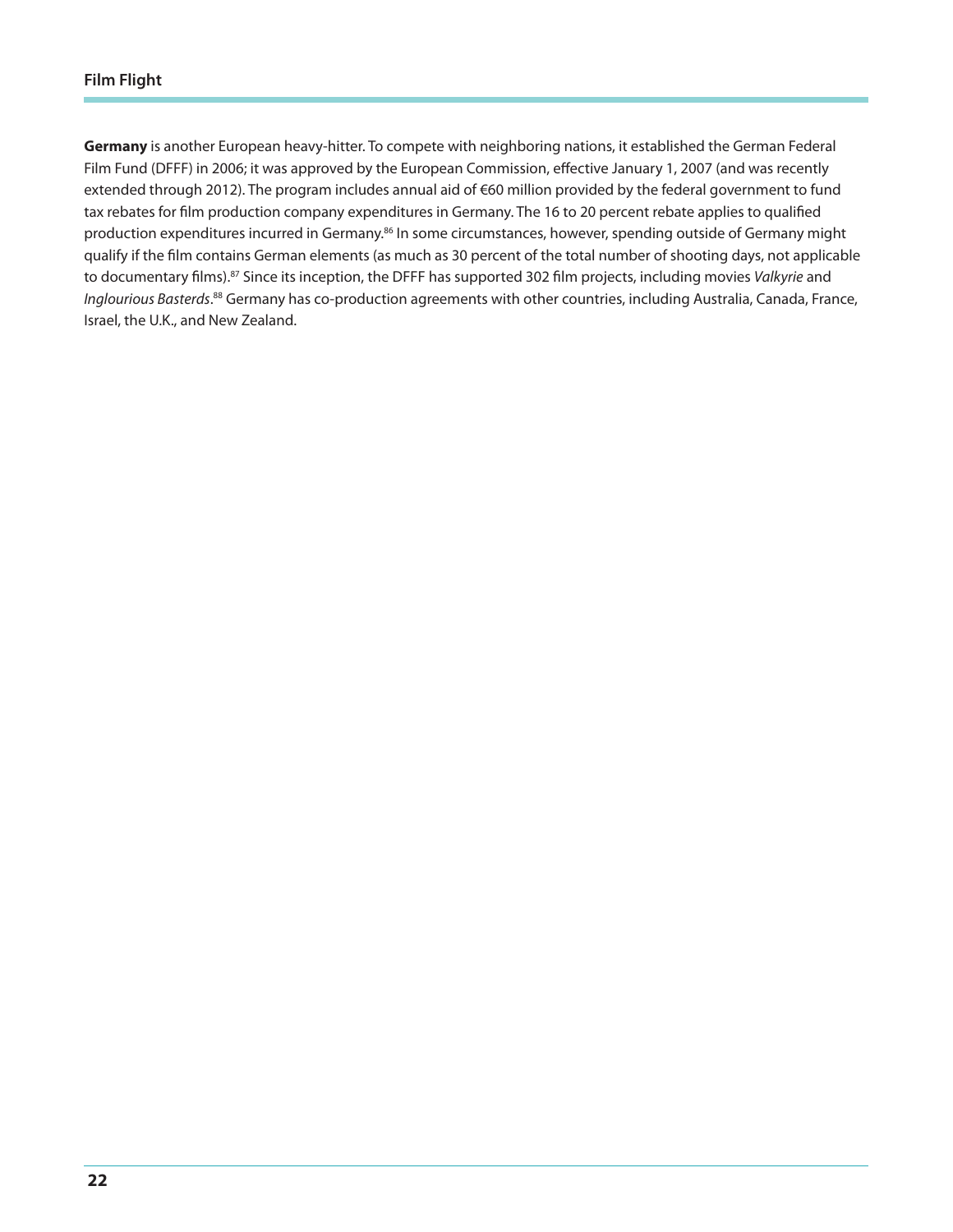**Germany** is another European heavy-hitter. To compete with neighboring nations, it established the German Federal Film Fund (DFFF) in 2006; it was approved by the European Commission, effective January 1, 2007 (and was recently extended through 2012). The program includes annual aid of €60 million provided by the federal government to fund tax rebates for film production company expenditures in Germany. The 16 to 20 percent rebate applies to qualified production expenditures incurred in Germany.[86] In some circumstances, however, spending outside of Germany might qualify if the film contains German elements (as much as 30 percent of the total number of shooting days, not applicable to documentary films).[87] Since its inception, the DFFF has supported 302 film projects, including movies *Valkyrie* and *Inglourious Basterds*.[88] Germany has co-production agreements with other countries, including Australia, Canada, France, Israel, the U.K., and New Zealand.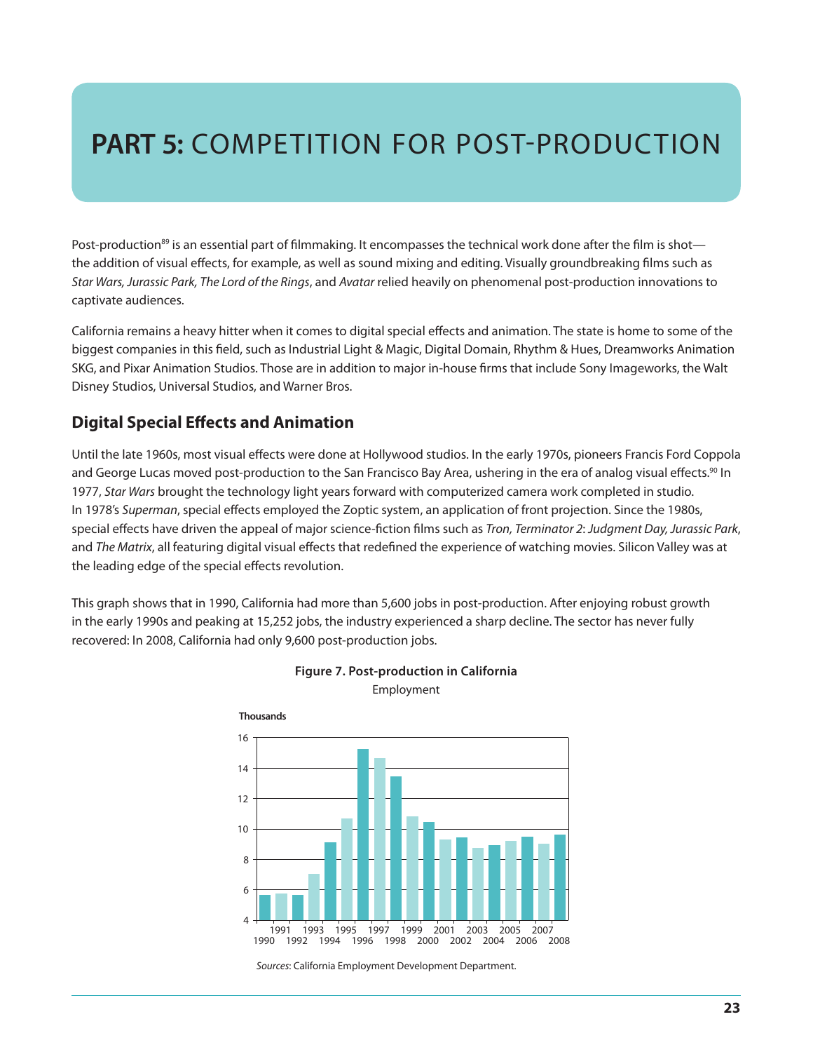# PART 5: COMPETITION FOR POST-PRODUCTION

Post-production[89] is an essential part of filmmaking. It encompasses the technical work done after the film is shot—the addition of visual effects, for example, as well as sound mixing and editing. Visually groundbreaking films such as *Star Wars, Jurassic Park, The Lord of the Rings*, and *Avatar* relied heavily on phenomenal post-production innovations to captivate audiences.

California remains a heavy hitter when it comes to digital special effects and animation. The state is home to some of the biggest companies in this field, such as Industrial Light & Magic, Digital Domain, Rhythm & Hues, Dreamworks Animation SKG, and Pixar Animation Studios. Those are in addition to major in-house firms that include Sony Imageworks, the Walt Disney Studios, Universal Studios, and Warner Bros.

## Digital Special Effects and Animation

Until the late 1960s, most visual effects were done at Hollywood studios. In the early 1970s, pioneers Francis Ford Coppola and George Lucas moved post-production to the San Francisco Bay Area, ushering in the era of analog visual effects.[90] In 1977, *Star Wars* brought the technology light years forward with computerized camera work completed in studio. In 1978's *Superman*, special effects employed the Zoptic system, an application of front projection. Since the 1980s, special effects have driven the appeal of major science-fiction films such as *Tron, Terminator 2*: *Judgment Day, Jurassic Park*, and *The Matrix*, all featuring digital visual effects that redefined the experience of watching movies. Silicon Valley was at the leading edge of the special effects revolution.

This graph shows that in 1990, California had more than 5,600 jobs in post-production. After enjoying robust growth in the early 1990s and peaking at 15,252 jobs, the industry experienced a sharp decline. The sector has never fully recovered: In 2008, California had only 9,600 post-production jobs.

**Figure 7. Post-production in California**

Employment

*Sources*: California Employment Development Department.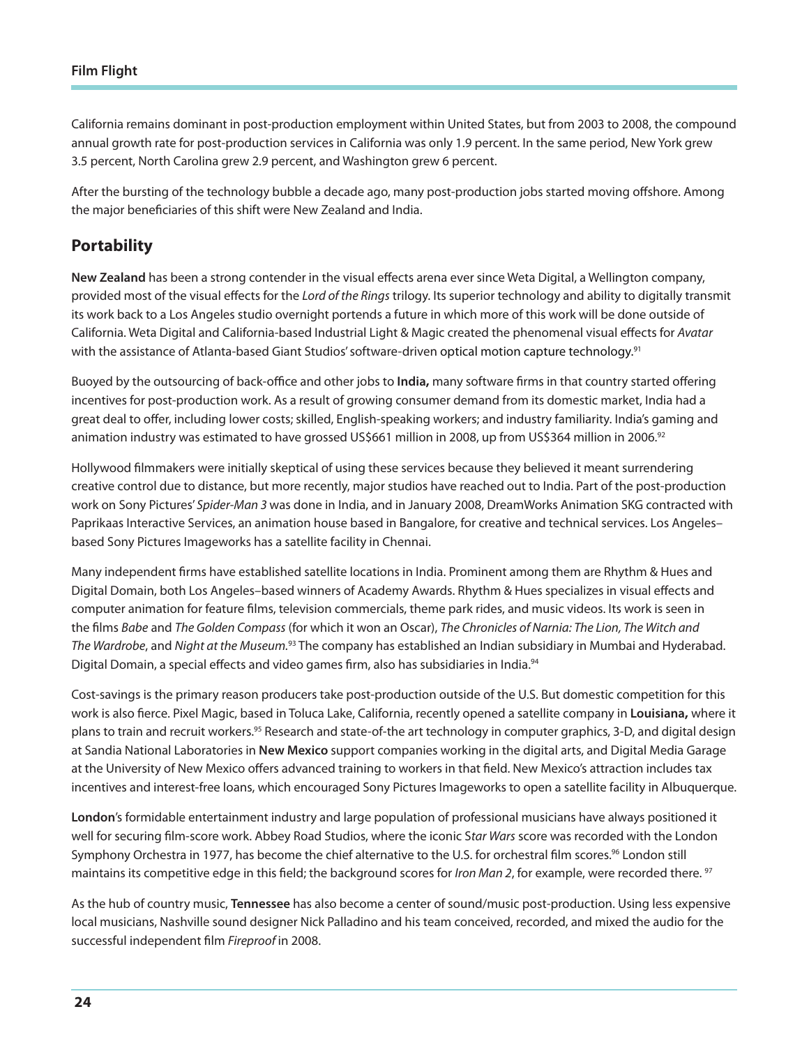California remains dominant in post-production employment within United States, but from 2003 to 2008, the compound annual growth rate for post-production services in California was only 1.9 percent. In the same period, New York grew 3.5 percent, North Carolina grew 2.9 percent, and Washington grew 6 percent.

After the bursting of the technology bubble a decade ago, many post-production jobs started moving offshore. Among the major beneficiaries of this shift were New Zealand and India.

## Portability

**New Zealand** has been a strong contender in the visual effects arena ever since Weta Digital, a Wellington company, provided most of the visual effects for the *Lord of the Rings* trilogy. Its superior technology and ability to digitally transmit its work back to a Los Angeles studio overnight portends a future in which more of this work will be done outside of California. Weta Digital and California-based Industrial Light & Magic created the phenomenal visual effects for *Avatar* with the assistance of Atlanta-based Giant Studios' software-driven optical motion capture technology.[91]

Buoyed by the outsourcing of back-office and other jobs to **India,** many software firms in that country started offering incentives for post-production work. As a result of growing consumer demand from its domestic market, India had a great deal to offer, including lower costs; skilled, English-speaking workers; and industry familiarity. India's gaming and animation industry was estimated to have grossed US$661 million in 2008, up from US$364 million in 2006.[92]

Hollywood filmmakers were initially skeptical of using these services because they believed it meant surrendering creative control due to distance, but more recently, major studios have reached out to India. Part of the post-production work on Sony Pictures' *Spider-Man 3* was done in India, and in January 2008, DreamWorks Animation SKG contracted with Paprikaas Interactive Services, an animation house based in Bangalore, for creative and technical services. Los Angeles–based Sony Pictures Imageworks has a satellite facility in Chennai.

Many independent firms have established satellite locations in India. Prominent among them are Rhythm & Hues and Digital Domain, both Los Angeles–based winners of Academy Awards. Rhythm & Hues specializes in visual effects and computer animation for feature films, television commercials, theme park rides, and music videos. Its work is seen in the films *Babe* and *The Golden Compass* (for which it won an Oscar), *The Chronicles of Narnia: The Lion, The Witch and The Wardrobe*, and *Night at the Museum*.[93] The company has established an Indian subsidiary in Mumbai and Hyderabad. Digital Domain, a special effects and video games firm, also has subsidiaries in India.[94]

Cost-savings is the primary reason producers take post-production outside of the U.S. But domestic competition for this work is also fierce. Pixel Magic, based in Toluca Lake, California, recently opened a satellite company in **Louisiana,** where it plans to train and recruit workers.[95] Research and state-of-the art technology in computer graphics, 3-D, and digital design at Sandia National Laboratories in **New Mexico** support companies working in the digital arts, and Digital Media Garage at the University of New Mexico offers advanced training to workers in that field. New Mexico's attraction includes tax incentives and interest-free loans, which encouraged Sony Pictures Imageworks to open a satellite facility in Albuquerque.

**London**'s formidable entertainment industry and large population of professional musicians have always positioned it well for securing film-score work. Abbey Road Studios, where the iconic S*tar Wars* score was recorded with the London Symphony Orchestra in 1977, has become the chief alternative to the U.S. for orchestral film scores.[96] London still maintains its competitive edge in this field; the background scores for *Iron Man 2*, for example, were recorded there.[97]

As the hub of country music, **Tennessee** has also become a center of sound/music post-production. Using less expensive local musicians, Nashville sound designer Nick Palladino and his team conceived, recorded, and mixed the audio for the successful independent film *Fireproof* in 2008.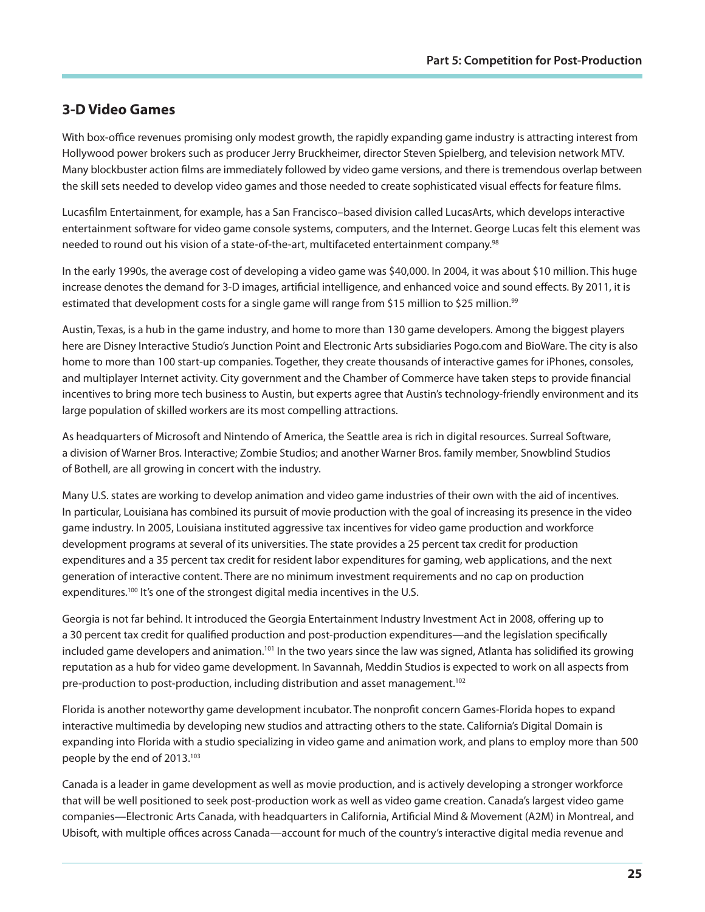## 3-D Video Games

With box-office revenues promising only modest growth, the rapidly expanding game industry is attracting interest from Hollywood power brokers such as producer Jerry Bruckheimer, director Steven Spielberg, and television network MTV. Many blockbuster action films are immediately followed by video game versions, and there is tremendous overlap between the skill sets needed to develop video games and those needed to create sophisticated visual effects for feature films.

Lucasfilm Entertainment, for example, has a San Francisco–based division called LucasArts, which develops interactive entertainment software for video game console systems, computers, and the Internet. George Lucas felt this element was needed to round out his vision of a state-of-the-art, multifaceted entertainment company.[98]

In the early 1990s, the average cost of developing a video game was $40,000. In 2004, it was about $10 million. This huge increase denotes the demand for 3-D images, artificial intelligence, and enhanced voice and sound effects. By 2011, it is estimated that development costs for a single game will range from $15 million to $25 million.[99]

Austin, Texas, is a hub in the game industry, and home to more than 130 game developers. Among the biggest players here are Disney Interactive Studio's Junction Point and Electronic Arts subsidiaries Pogo.com and BioWare. The city is also home to more than 100 start-up companies. Together, they create thousands of interactive games for iPhones, consoles, and multiplayer Internet activity. City government and the Chamber of Commerce have taken steps to provide financial incentives to bring more tech business to Austin, but experts agree that Austin's technology-friendly environment and its large population of skilled workers are its most compelling attractions.

As headquarters of Microsoft and Nintendo of America, the Seattle area is rich in digital resources. Surreal Software, a division of Warner Bros. Interactive; Zombie Studios; and another Warner Bros. family member, Snowblind Studios of Bothell, are all growing in concert with the industry.

Many U.S. states are working to develop animation and video game industries of their own with the aid of incentives. In particular, Louisiana has combined its pursuit of movie production with the goal of increasing its presence in the video game industry. In 2005, Louisiana instituted aggressive tax incentives for video game production and workforce development programs at several of its universities. The state provides a 25 percent tax credit for production expenditures and a 35 percent tax credit for resident labor expenditures for gaming, web applications, and the next generation of interactive content. There are no minimum investment requirements and no cap on production expenditures.[100] It's one of the strongest digital media incentives in the U.S.

Georgia is not far behind. It introduced the Georgia Entertainment Industry Investment Act in 2008, offering up to a 30 percent tax credit for qualified production and post-production expenditures—and the legislation specifically included game developers and animation.[101] In the two years since the law was signed, Atlanta has solidified its growing reputation as a hub for video game development. In Savannah, Meddin Studios is expected to work on all aspects from pre-production to post-production, including distribution and asset management.[102]

Florida is another noteworthy game development incubator. The nonprofit concern Games-Florida hopes to expand interactive multimedia by developing new studios and attracting others to the state. California's Digital Domain is expanding into Florida with a studio specializing in video game and animation work, and plans to employ more than 500 people by the end of 2013.[103]

Canada is a leader in game development as well as movie production, and is actively developing a stronger workforce that will be well positioned to seek post-production work as well as video game creation. Canada's largest video game companies—Electronic Arts Canada, with headquarters in California, Artificial Mind & Movement (A2M) in Montreal, and Ubisoft, with multiple offices across Canada—account for much of the country's interactive digital media revenue and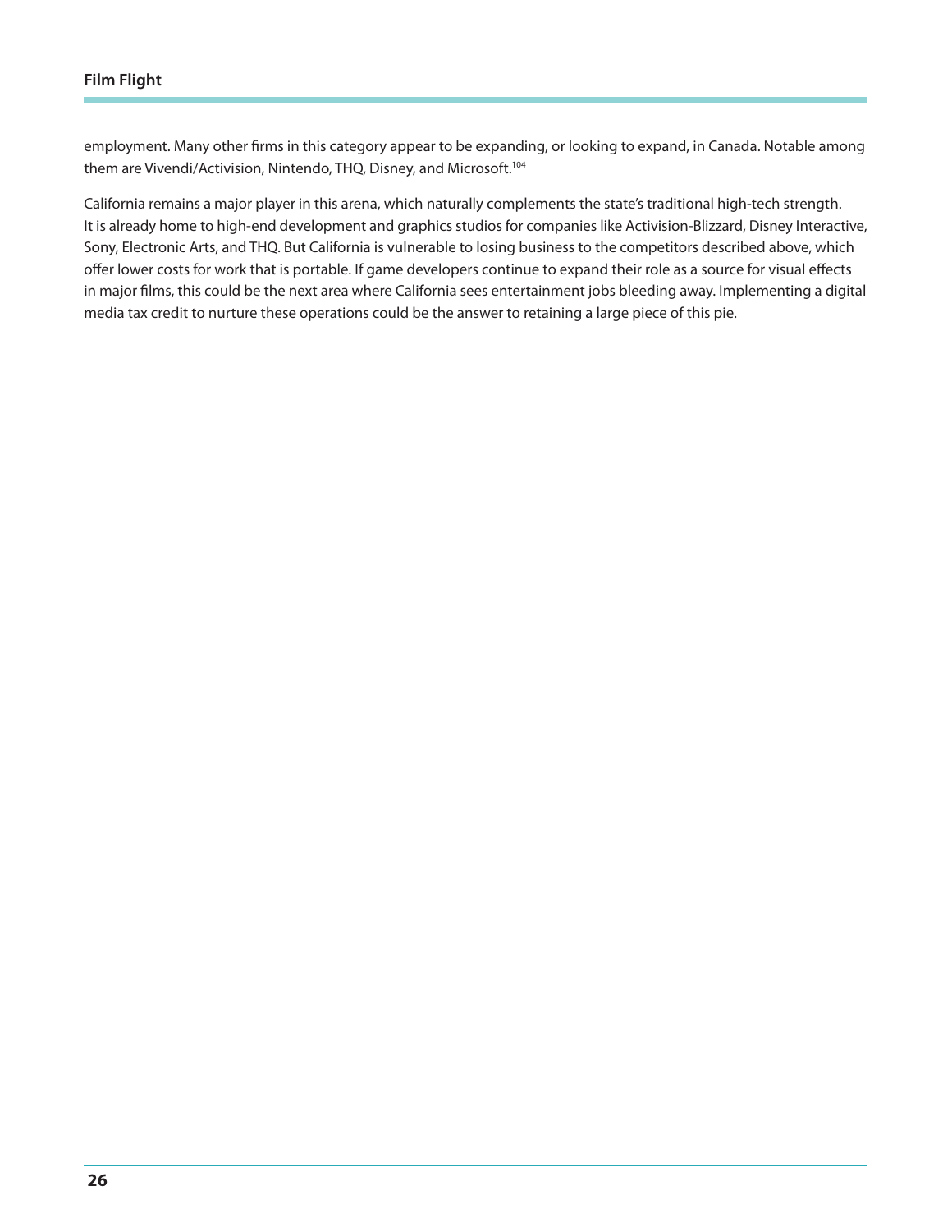employment. Many other firms in this category appear to be expanding, or looking to expand, in Canada. Notable among them are Vivendi/Activision, Nintendo, THQ, Disney, and Microsoft.[104]

California remains a major player in this arena, which naturally complements the state's traditional high-tech strength. It is already home to high-end development and graphics studios for companies like Activision-Blizzard, Disney Interactive, Sony, Electronic Arts, and THQ. But California is vulnerable to losing business to the competitors described above, which offer lower costs for work that is portable. If game developers continue to expand their role as a source for visual effects in major films, this could be the next area where California sees entertainment jobs bleeding away. Implementing a digital media tax credit to nurture these operations could be the answer to retaining a large piece of this pie.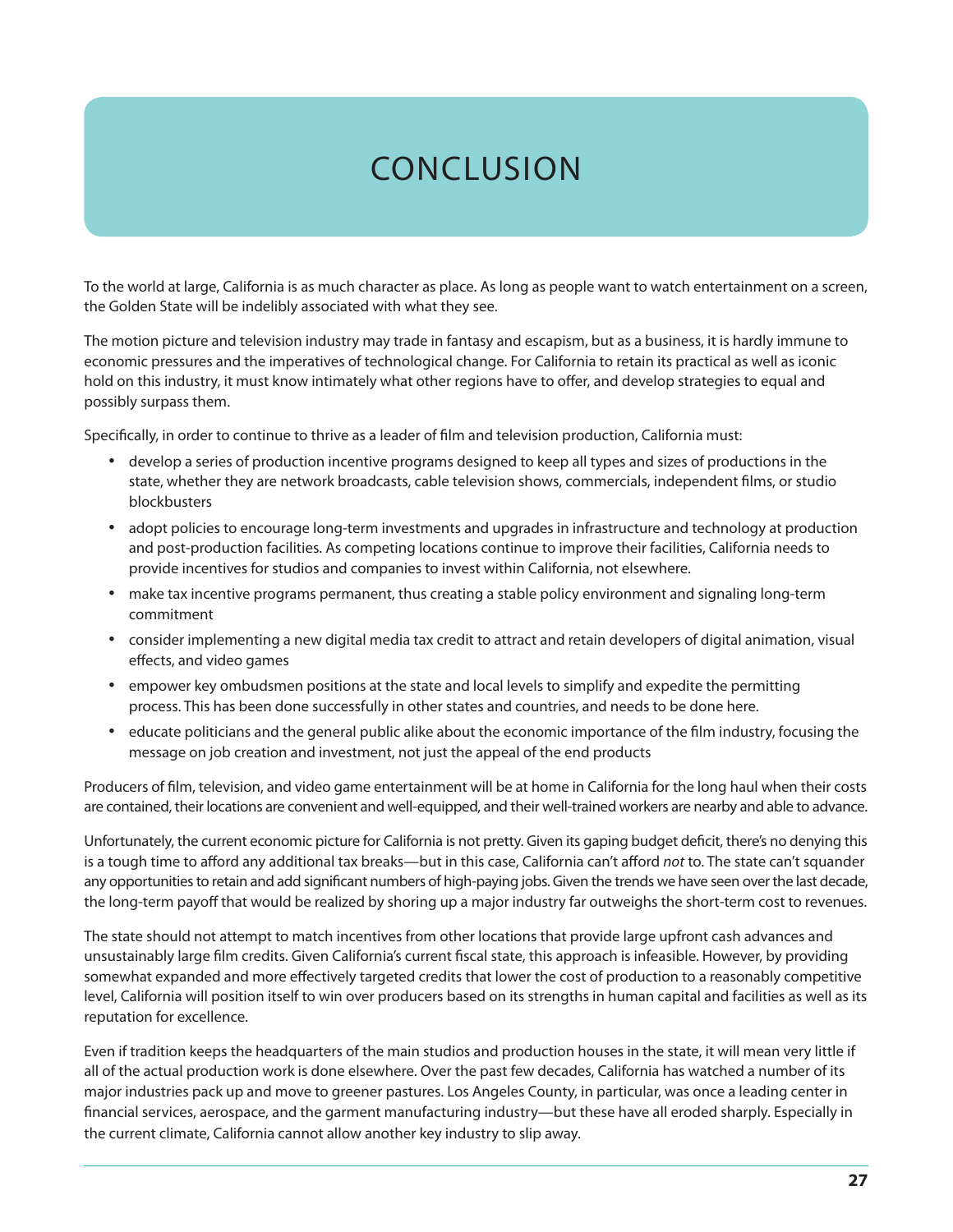# CONCLUSION

To the world at large, California is as much character as place. As long as people want to watch entertainment on a screen, the Golden State will be indelibly associated with what they see.

The motion picture and television industry may trade in fantasy and escapism, but as a business, it is hardly immune to economic pressures and the imperatives of technological change. For California to retain its practical as well as iconic hold on this industry, it must know intimately what other regions have to offer, and develop strategies to equal and possibly surpass them.

Specifically, in order to continue to thrive as a leader of film and television production, California must:

- develop a series of production incentive programs designed to keep all types and sizes of productions in the state, whether they are network broadcasts, cable television shows, commercials, independent films, or studio blockbusters
- adopt policies to encourage long-term investments and upgrades in infrastructure and technology at production and post-production facilities. As competing locations continue to improve their facilities, California needs to provide incentives for studios and companies to invest within California, not elsewhere.
- make tax incentive programs permanent, thus creating a stable policy environment and signaling long-term commitment
- consider implementing a new digital media tax credit to attract and retain developers of digital animation, visual effects, and video games
- empower key ombudsmen positions at the state and local levels to simplify and expedite the permitting process. This has been done successfully in other states and countries, and needs to be done here.
- educate politicians and the general public alike about the economic importance of the film industry, focusing the message on job creation and investment, not just the appeal of the end products

Producers of film, television, and video game entertainment will be at home in California for the long haul when their costs are contained, their locations are convenient and well-equipped, and their well-trained workers are nearby and able to advance.

Unfortunately, the current economic picture for California is not pretty. Given its gaping budget deficit, there's no denying this is a tough time to afford any additional tax breaks—but in this case, California can't afford *not* to. The state can't squander any opportunities to retain and add significant numbers of high-paying jobs. Given the trends we have seen over the last decade, the long-term payoff that would be realized by shoring up a major industry far outweighs the short-term cost to revenues.

The state should not attempt to match incentives from other locations that provide large upfront cash advances and unsustainably large film credits. Given California's current fiscal state, this approach is infeasible. However, by providing somewhat expanded and more effectively targeted credits that lower the cost of production to a reasonably competitive level, California will position itself to win over producers based on its strengths in human capital and facilities as well as its reputation for excellence.

Even if tradition keeps the headquarters of the main studios and production houses in the state, it will mean very little if all of the actual production work is done elsewhere. Over the past few decades, California has watched a number of its major industries pack up and move to greener pastures. Los Angeles County, in particular, was once a leading center in financial services, aerospace, and the garment manufacturing industry—but these have all eroded sharply. Especially in the current climate, California cannot allow another key industry to slip away.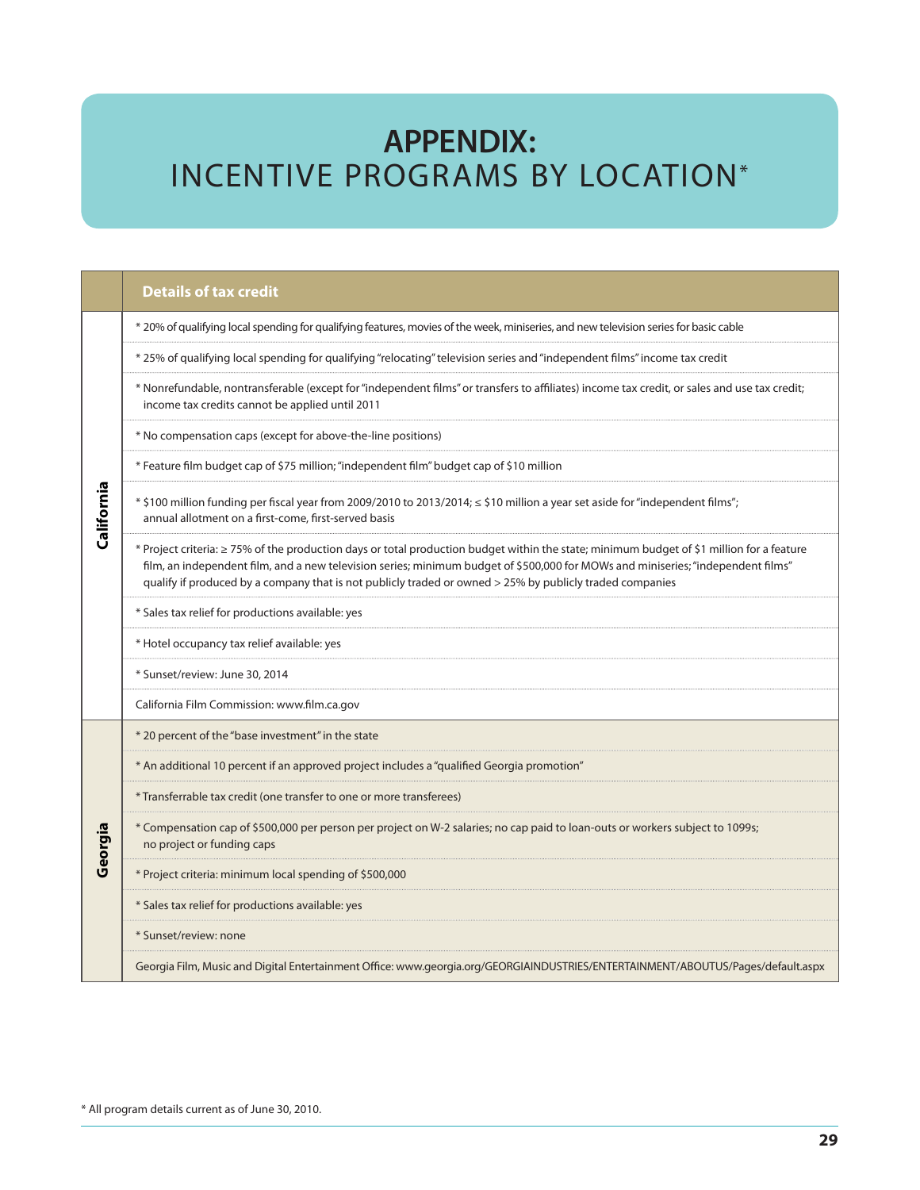# APPENDIX: INCENTIVE PROGRAMS BY LOCATION*

| | Details of tax credit |
|---|---|
| California | * 20% of qualifying local spending for qualifying features, movies of the week, miniseries, and new television series for basic cable |
| | * 25% of qualifying local spending for qualifying "relocating" television series and "independent films" income tax credit |
| | * Nonrefundable, nontransferable (except for "independent films" or transfers to affiliates) income tax credit, or sales and use tax credit; income tax credits cannot be applied until 2011 |
| | * No compensation caps (except for above-the-line positions) |
| | * Feature film budget cap of $75 million; "independent film" budget cap of $10 million |
| | * $100 million funding per fiscal year from 2009/2010 to 2013/2014; ≤ $10 million a year set aside for "independent films"; annual allotment on a first-come, first-served basis |
| | * Project criteria: ≥ 75% of the production days or total production budget within the state; minimum budget of $1 million for a feature film, an independent film, and a new television series; minimum budget of $500,000 for MOWs and miniseries; "independent films" qualify if produced by a company that is not publicly traded or owned > 25% by publicly traded companies |
| | * Sales tax relief for productions available: yes |
| | * Hotel occupancy tax relief available: yes |
| | * Sunset/review: June 30, 2014 |
| | California Film Commission: www.film.ca.gov |
| Georgia | * 20 percent of the "base investment" in the state |
| | * An additional 10 percent if an approved project includes a "qualified Georgia promotion" |
| | * Transferrable tax credit (one transfer to one or more transferees) |
| | * Compensation cap of $500,000 per person per project on W-2 salaries; no cap paid to loan-outs or workers subject to 1099s; no project or funding caps |
| | * Project criteria: minimum local spending of $500,000 |
| | * Sales tax relief for productions available: yes |
| | * Sunset/review: none |
| | Georgia Film, Music and Digital Entertainment Office: www.georgia.org/GEORGIAINDUSTRIES/ENTERTAINMENT/ABOUTUS/Pages/default.aspx |

* All program details current as of June 30, 2010.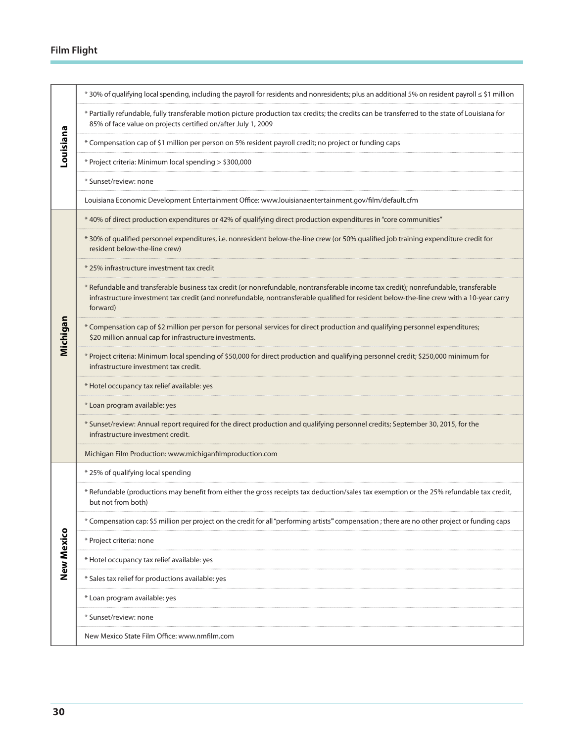| State | Details |
|---|---|
| Louisiana | * 30% of qualifying local spending, including the payroll for residents and nonresidents; plus an additional 5% on resident payroll ≤ $1 million |
| | * Partially refundable, fully transferable motion picture production tax credits; the credits can be transferred to the state of Louisiana for 85% of face value on projects certified on/after July 1, 2009 |
| | * Compensation cap of $1 million per person on 5% resident payroll credit; no project or funding caps |
| | * Project criteria: Minimum local spending > $300,000 |
| | * Sunset/review: none |
| | Louisiana Economic Development Entertainment Office: www.louisianaentertainment.gov/film/default.cfm |
| Michigan | * 40% of direct production expenditures or 42% of qualifying direct production expenditures in "core communities" |
| | * 30% of qualified personnel expenditures, i.e. nonresident below-the-line crew (or 50% qualified job training expenditure credit for resident below-the-line crew) |
| | * 25% infrastructure investment tax credit |
| | * Refundable and transferable business tax credit (or nonrefundable, nontransferable income tax credit); nonrefundable, transferable infrastructure investment tax credit (and nonrefundable, nontransferable qualified for resident below-the-line crew with a 10-year carry forward) |
| | * Compensation cap of $2 million per person for personal services for direct production and qualifying personnel expenditures; $20 million annual cap for infrastructure investments. |
| | * Project criteria: Minimum local spending of $50,000 for direct production and qualifying personnel credit; $250,000 minimum for infrastructure investment tax credit. |
| | * Hotel occupancy tax relief available: yes |
| | * Loan program available: yes |
| | * Sunset/review: Annual report required for the direct production and qualifying personnel credits; September 30, 2015, for the infrastructure investment credit. |
| | Michigan Film Production: www.michiganfilmproduction.com |
| New Mexico | * 25% of qualifying local spending |
| | * Refundable (productions may benefit from either the gross receipts tax deduction/sales tax exemption or the 25% refundable tax credit, but not from both) |
| | * Compensation cap: $5 million per project on the credit for all "performing artists'" compensation ; there are no other project or funding caps |
| | * Project criteria: none |
| | * Hotel occupancy tax relief available: yes |
| | * Sales tax relief for productions available: yes |
| | * Loan program available: yes |
| | * Sunset/review: none |
| | New Mexico State Film Office: www.nmfilm.com |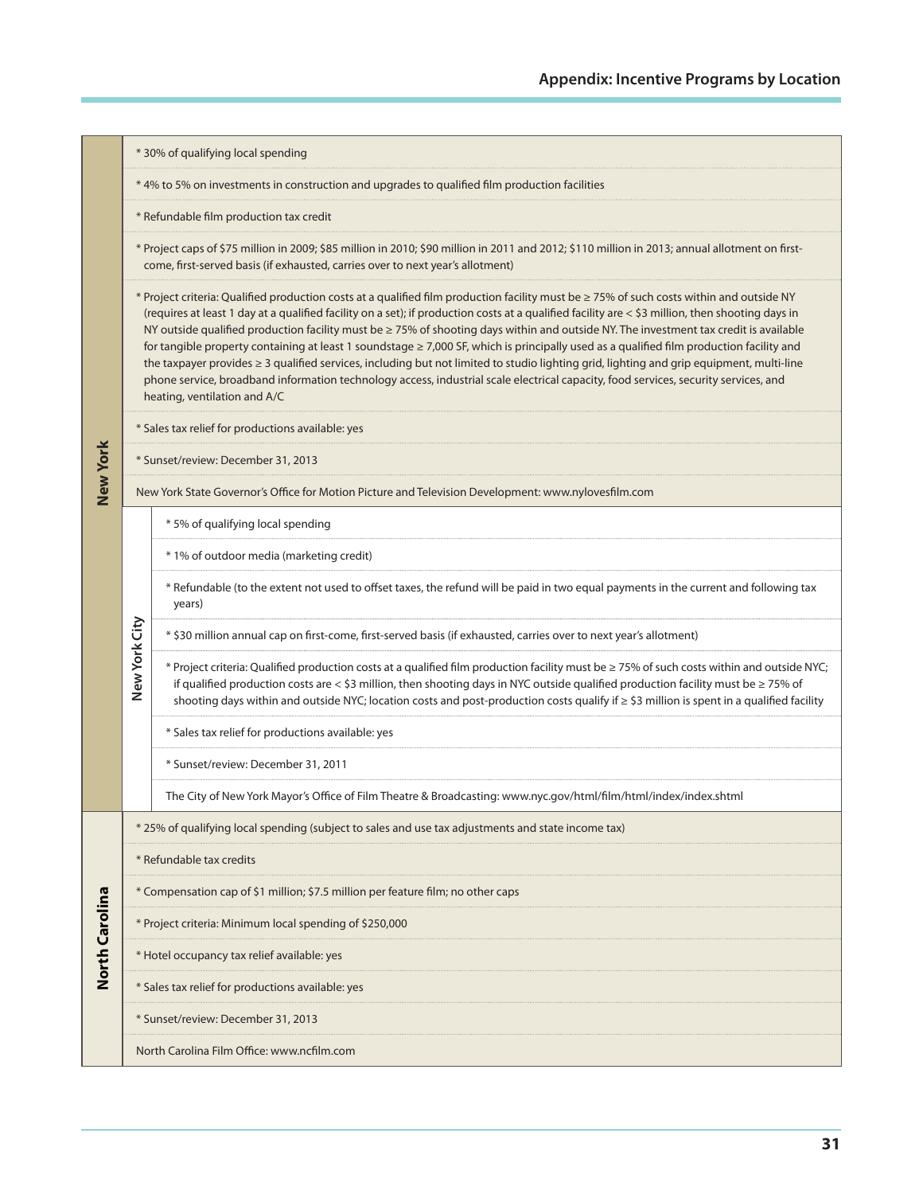| Location | | Details |
|---|---|---|
| New York | | * 30% of qualifying local spending |
| | | * 4% to 5% on investments in construction and upgrades to qualified film production facilities |
| | | * Refundable film production tax credit |
| | | * Project caps of $75 million in 2009; $85 million in 2010; $90 million in 2011 and 2012; $110 million in 2013; annual allotment on first-come, first-served basis (if exhausted, carries over to next year's allotment) |
| | | * Project criteria: Qualified production costs at a qualified film production facility must be ≥ 75% of such costs within and outside NY (requires at least 1 day at a qualified facility on a set); if production costs at a qualified facility are < $3 million, then shooting days in NY outside qualified production facility must be ≥ 75% of shooting days within and outside NY. The investment tax credit is available for tangible property containing at least 1 soundstage ≥ 7,000 SF, which is principally used as a qualified film production facility and the taxpayer provides ≥ 3 qualified services, including but not limited to studio lighting grid, lighting and grip equipment, multi-line phone service, broadband information technology access, industrial scale electrical capacity, food services, security services, and heating, ventilation and A/C |
| | | * Sales tax relief for productions available: yes |
| | | * Sunset/review: December 31, 2013 |
| | | New York State Governor's Office for Motion Picture and Television Development: www.nylovesfilm.com |
| | New York City | * 5% of qualifying local spending |
| | | * 1% of outdoor media (marketing credit) |
| | | * Refundable (to the extent not used to offset taxes, the refund will be paid in two equal payments in the current and following tax years) |
| | | * $30 million annual cap on first-come, first-served basis (if exhausted, carries over to next year's allotment) |
| | | * Project criteria: Qualified production costs at a qualified film production facility must be ≥ 75% of such costs within and outside NYC; if qualified production costs are < $3 million, then shooting days in NYC outside qualified production facility must be ≥ 75% of shooting days within and outside NYC; location costs and post-production costs qualify if ≥ $3 million is spent in a qualified facility |
| | | * Sales tax relief for productions available: yes |
| | | * Sunset/review: December 31, 2011 |
| | | The City of New York Mayor's Office of Film Theatre & Broadcasting: www.nyc.gov/html/film/html/index/index.shtml |
| North Carolina | | * 25% of qualifying local spending (subject to sales and use tax adjustments and state income tax) |
| | | * Refundable tax credits |
| | | * Compensation cap of $1 million; $7.5 million per feature film; no other caps |
| | | * Project criteria: Minimum local spending of $250,000 |
| | | * Hotel occupancy tax relief available: yes |
| | | * Sales tax relief for productions available: yes |
| | | * Sunset/review: December 31, 2013 |
| | | North Carolina Film Office: www.ncfilm.com |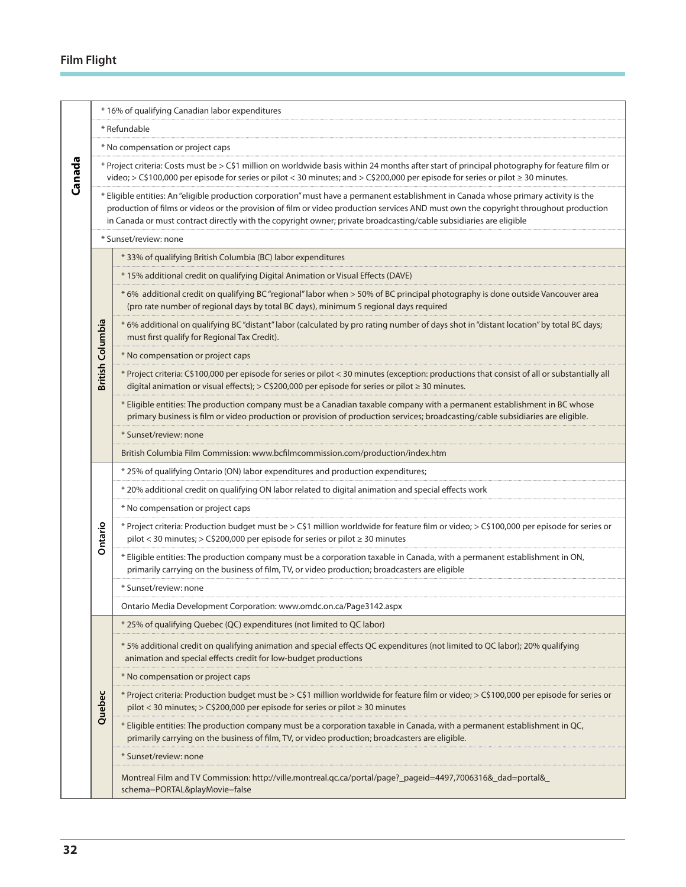| Canada | | |
|---|---|---|
| Canada | | * 16% of qualifying Canadian labor expenditures |
| | | * Refundable |
| | | * No compensation or project caps |
| | | * Project criteria: Costs must be > C$1 million on worldwide basis within 24 months after start of principal photography for feature film or video; > C$100,000 per episode for series or pilot < 30 minutes; and > C$200,000 per episode for series or pilot ≥ 30 minutes. |
| | | * Eligible entities: An "eligible production corporation" must have a permanent establishment in Canada whose primary activity is the production of films or videos or the provision of film or video production services AND must own the copyright throughout production in Canada or must contract directly with the copyright owner; private broadcasting/cable subsidiaries are eligible |
| | | * Sunset/review: none |
| | British Columbia | * 33% of qualifying British Columbia (BC) labor expenditures |
| | | * 15% additional credit on qualifying Digital Animation or Visual Effects (DAVE) |
| | | * 6% additional credit on qualifying BC "regional" labor when > 50% of BC principal photography is done outside Vancouver area (pro rate number of regional days by total BC days), minimum 5 regional days required |
| | | * 6% additional on qualifying BC "distant" labor (calculated by pro rating number of days shot in "distant location" by total BC days; must first qualify for Regional Tax Credit). |
| | | * No compensation or project caps |
| | | * Project criteria: C$100,000 per episode for series or pilot < 30 minutes (exception: productions that consist of all or substantially all digital animation or visual effects); > C$200,000 per episode for series or pilot ≥ 30 minutes. |
| | | * Eligible entities: The production company must be a Canadian taxable company with a permanent establishment in BC whose primary business is film or video production or provision of production services; broadcasting/cable subsidiaries are eligible. |
| | | * Sunset/review: none |
| | | British Columbia Film Commission: www.bcfilmcommission.com/production/index.htm |
| | Ontario | * 25% of qualifying Ontario (ON) labor expenditures and production expenditures; |
| | | * 20% additional credit on qualifying ON labor related to digital animation and special effects work |
| | | * No compensation or project caps |
| | | * Project criteria: Production budget must be > C$1 million worldwide for feature film or video; > C$100,000 per episode for series or pilot < 30 minutes; > C$200,000 per episode for series or pilot ≥ 30 minutes |
| | | * Eligible entities: The production company must be a corporation taxable in Canada, with a permanent establishment in ON, primarily carrying on the business of film, TV, or video production; broadcasters are eligible |
| | | * Sunset/review: none |
| | | Ontario Media Development Corporation: www.omdc.on.ca/Page3142.aspx |
| | Quebec | * 25% of qualifying Quebec (QC) expenditures (not limited to QC labor) |
| | | * 5% additional credit on qualifying animation and special effects QC expenditures (not limited to QC labor); 20% qualifying animation and special effects credit for low-budget productions |
| | | * No compensation or project caps |
| | | * Project criteria: Production budget must be > C$1 million worldwide for feature film or video; > C$100,000 per episode for series or pilot < 30 minutes; > C$200,000 per episode for series or pilot ≥ 30 minutes |
| | | * Eligible entities: The production company must be a corporation taxable in Canada, with a permanent establishment in QC, primarily carrying on the business of film, TV, or video production; broadcasters are eligible. |
| | | * Sunset/review: none |
| | | Montreal Film and TV Commission: http://ville.montreal.qc.ca/portal/page?_pageid=4497,7006316&_dad=portal&_schema=PORTAL&playMovie=false |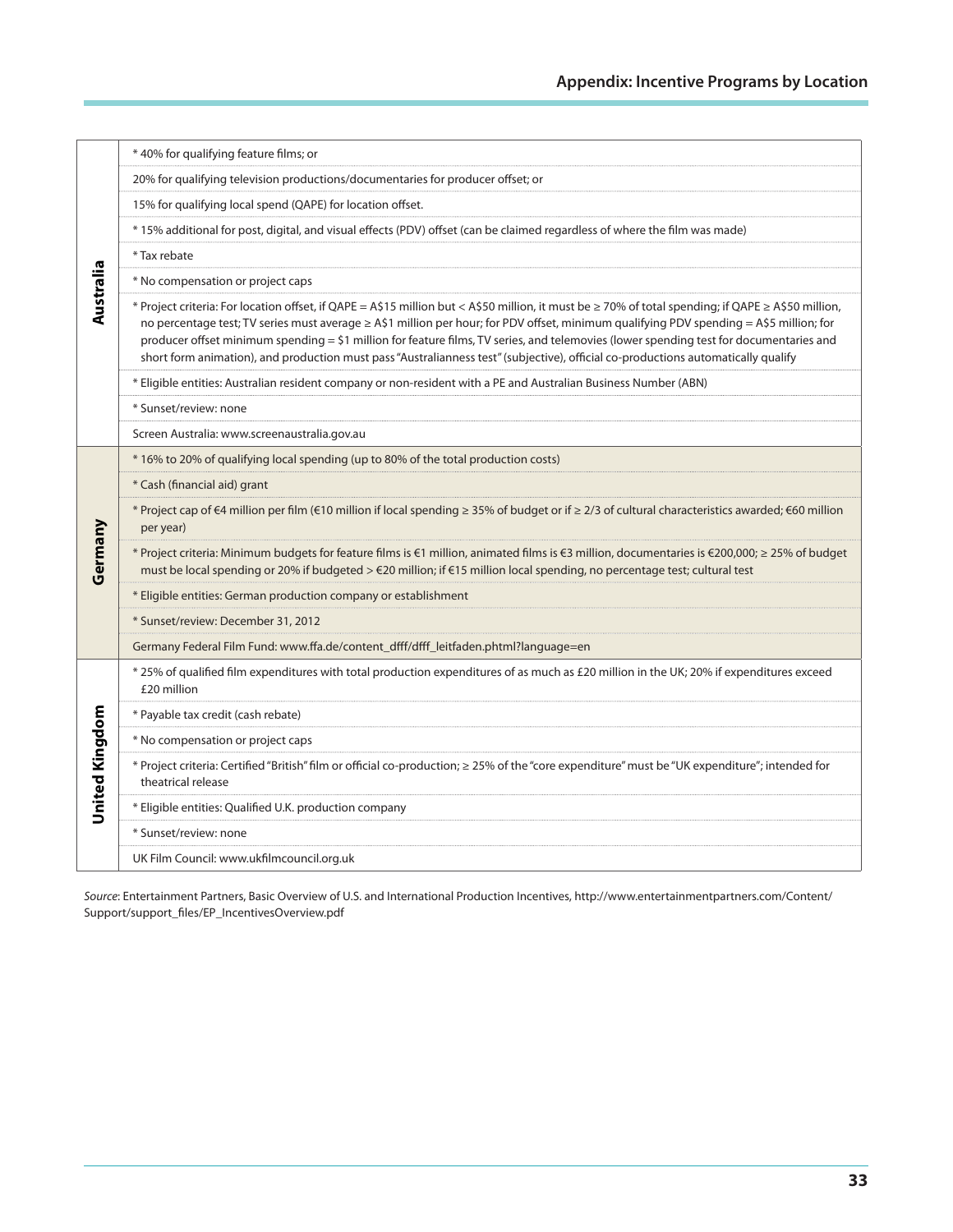| Location | Details |
|---|---|
| Australia | * 40% for qualifying feature films; or |
| | 20% for qualifying television productions/documentaries for producer offset; or |
| | 15% for qualifying local spend (QAPE) for location offset. |
| | * 15% additional for post, digital, and visual effects (PDV) offset (can be claimed regardless of where the film was made) |
| | * Tax rebate |
| | * No compensation or project caps |
| | * Project criteria: For location offset, if QAPE = A$15 million but < A$50 million, it must be ≥ 70% of total spending; if QAPE ≥ A$50 million, no percentage test; TV series must average ≥ A$1 million per hour; for PDV offset, minimum qualifying PDV spending = A$5 million; for producer offset minimum spending = $1 million for feature films, TV series, and telemovies (lower spending test for documentaries and short form animation), and production must pass "Australianness test" (subjective), official co-productions automatically qualify |
| | * Eligible entities: Australian resident company or non-resident with a PE and Australian Business Number (ABN) |
| | * Sunset/review: none |
| | Screen Australia: www.screenaustralia.gov.au |
| Germany | * 16% to 20% of qualifying local spending (up to 80% of the total production costs) |
| | * Cash (financial aid) grant |
| | * Project cap of €4 million per film (€10 million if local spending ≥ 35% of budget or if ≥ 2/3 of cultural characteristics awarded; €60 million per year) |
| | * Project criteria: Minimum budgets for feature films is €1 million, animated films is €3 million, documentaries is €200,000; ≥ 25% of budget must be local spending or 20% if budgeted > €20 million; if €15 million local spending, no percentage test; cultural test |
| | * Eligible entities: German production company or establishment |
| | * Sunset/review: December 31, 2012 |
| | Germany Federal Film Fund: www.ffa.de/content_dfff/dfff_leitfaden.phtml?language=en |
| United Kingdom | * 25% of qualified film expenditures with total production expenditures of as much as £20 million in the UK; 20% if expenditures exceed £20 million |
| | * Payable tax credit (cash rebate) |
| | * No compensation or project caps |
| | * Project criteria: Certified "British" film or official co-production; ≥ 25% of the "core expenditure" must be "UK expenditure"; intended for theatrical release |
| | * Eligible entities: Qualified U.K. production company |
| | * Sunset/review: none |
| | UK Film Council: www.ukfilmcouncil.org.uk |

*Source*: Entertainment Partners, Basic Overview of U.S. and International Production Incentives, http://www.entertainmentpartners.com/Content/Support/support_files/EP_IncentivesOverview.pdf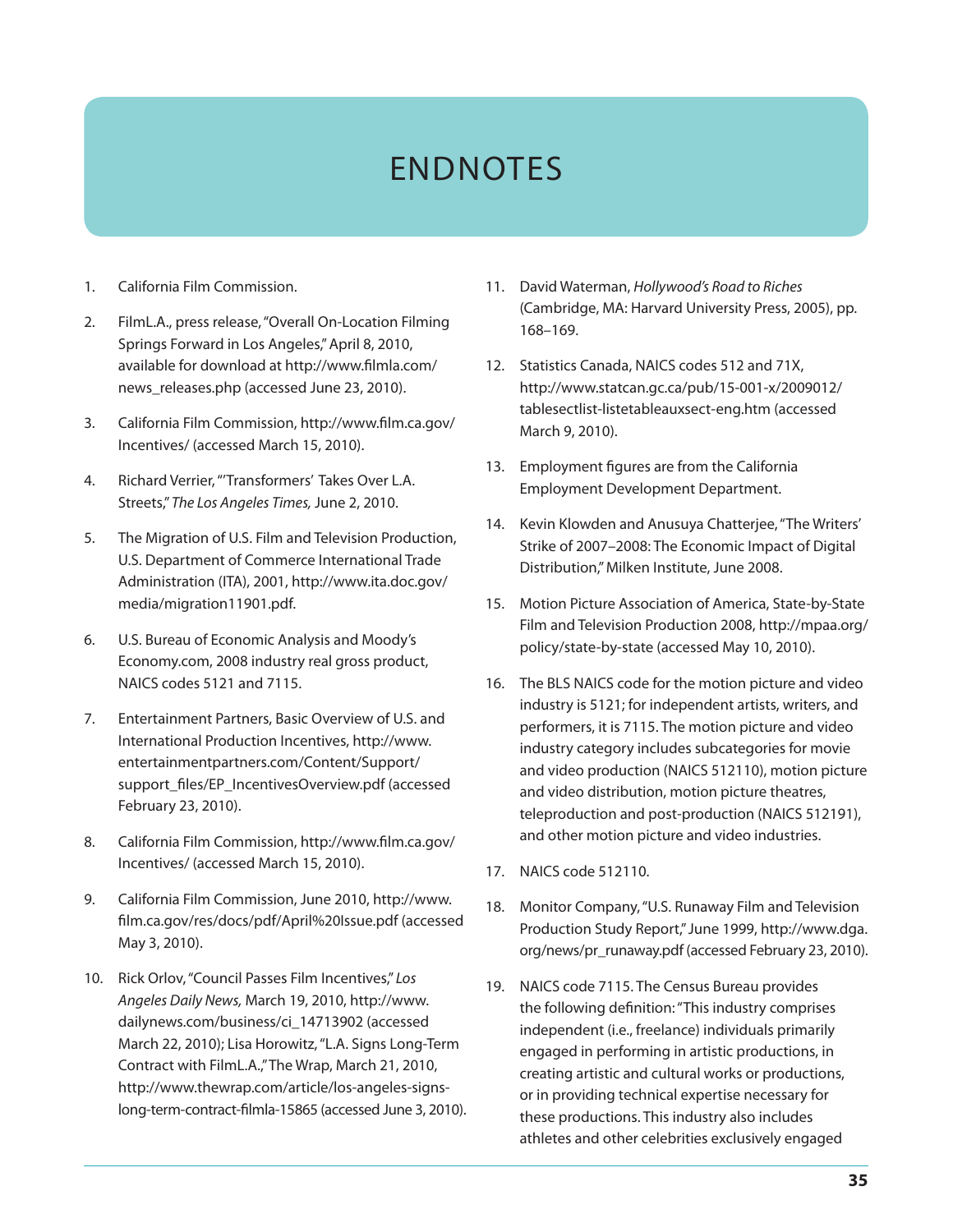# ENDNOTES

1. California Film Commission.

2. FilmL.A., press release, "Overall On-Location Filming Springs Forward in Los Angeles," April 8, 2010, available for download at http://www.filmla.com/news_releases.php (accessed June 23, 2010).

3. California Film Commission, http://www.film.ca.gov/Incentives/ (accessed March 15, 2010).

4. Richard Verrier, "'Transformers' Takes Over L.A. Streets," *The Los Angeles Times,* June 2, 2010.

5. The Migration of U.S. Film and Television Production, U.S. Department of Commerce International Trade Administration (ITA), 2001, http://www.ita.doc.gov/media/migration11901.pdf.

6. U.S. Bureau of Economic Analysis and Moody's Economy.com, 2008 industry real gross product, NAICS codes 5121 and 7115.

7. Entertainment Partners, Basic Overview of U.S. and International Production Incentives, http://www.entertainmentpartners.com/Content/Support/support_files/EP_IncentivesOverview.pdf (accessed February 23, 2010).

8. California Film Commission, http://www.film.ca.gov/Incentives/ (accessed March 15, 2010).

9. California Film Commission, June 2010, http://www.film.ca.gov/res/docs/pdf/April%20Issue.pdf (accessed May 3, 2010).

10. Rick Orlov, "Council Passes Film Incentives," *Los Angeles Daily News,* March 19, 2010, http://www.dailynews.com/business/ci_14713902 (accessed March 22, 2010); Lisa Horowitz, "L.A. Signs Long-Term Contract with FilmL.A.," The Wrap, March 21, 2010, http://www.thewrap.com/article/los-angeles-signs-long-term-contract-filmla-15865 (accessed June 3, 2010).

11. David Waterman, *Hollywood's Road to Riches* (Cambridge, MA: Harvard University Press, 2005), pp. 168–169.

12. Statistics Canada, NAICS codes 512 and 71X, http://www.statcan.gc.ca/pub/15-001-x/2009012/tablesectlist-listetableauxsect-eng.htm (accessed March 9, 2010).

13. Employment figures are from the California Employment Development Department.

14. Kevin Klowden and Anusuya Chatterjee, "The Writers' Strike of 2007–2008: The Economic Impact of Digital Distribution," Milken Institute, June 2008.

15. Motion Picture Association of America, State-by-State Film and Television Production 2008, http://mpaa.org/policy/state-by-state (accessed May 10, 2010).

16. The BLS NAICS code for the motion picture and video industry is 5121; for independent artists, writers, and performers, it is 7115. The motion picture and video industry category includes subcategories for movie and video production (NAICS 512110), motion picture and video distribution, motion picture theatres, teleproduction and post-production (NAICS 512191), and other motion picture and video industries.

17. NAICS code 512110.

18. Monitor Company, "U.S. Runaway Film and Television Production Study Report," June 1999, http://www.dga.org/news/pr_runaway.pdf (accessed February 23, 2010).

19. NAICS code 7115. The Census Bureau provides the following definition: "This industry comprises independent (i.e., freelance) individuals primarily engaged in performing in artistic productions, in creating artistic and cultural works or productions, or in providing technical expertise necessary for these productions. This industry also includes athletes and other celebrities exclusively engaged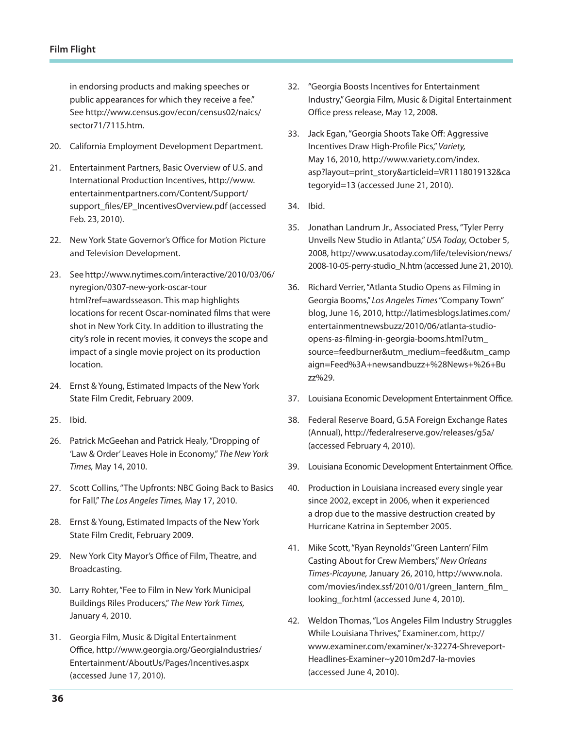in endorsing products and making speeches or public appearances for which they receive a fee." See http://www.census.gov/econ/census02/naics/sector71/7115.htm.

20. California Employment Development Department.

21. Entertainment Partners, Basic Overview of U.S. and International Production Incentives, http://www.entertainmentpartners.com/Content/Support/support_files/EP_IncentivesOverview.pdf (accessed Feb. 23, 2010).

22. New York State Governor's Office for Motion Picture and Television Development.

23. See http://www.nytimes.com/interactive/2010/03/06/nyregion/0307-new-york-oscar-tour html?ref=awardsseason. This map highlights locations for recent Oscar-nominated films that were shot in New York City. In addition to illustrating the city's role in recent movies, it conveys the scope and impact of a single movie project on its production location.

24. Ernst & Young, Estimated Impacts of the New York State Film Credit, February 2009.

25. Ibid.

26. Patrick McGeehan and Patrick Healy, "Dropping of 'Law & Order' Leaves Hole in Economy," *The New York Times,* May 14, 2010.

27. Scott Collins, "The Upfronts: NBC Going Back to Basics for Fall," *The Los Angeles Times,* May 17, 2010.

28. Ernst & Young, Estimated Impacts of the New York State Film Credit, February 2009.

29. New York City Mayor's Office of Film, Theatre, and Broadcasting.

30. Larry Rohter, "Fee to Film in New York Municipal Buildings Riles Producers," *The New York Times,* January 4, 2010.

31. Georgia Film, Music & Digital Entertainment Office, http://www.georgia.org/GeorgiaIndustries/Entertainment/AboutUs/Pages/Incentives.aspx (accessed June 17, 2010).

32. "Georgia Boosts Incentives for Entertainment Industry," Georgia Film, Music & Digital Entertainment Office press release, May 12, 2008.

33. Jack Egan, "Georgia Shoots Take Off: Aggressive Incentives Draw High-Profile Pics," *Variety,* May 16, 2010, http://www.variety.com/index.asp?layout=print_story&articleid=VR1118019132&categoryid=13 (accessed June 21, 2010).

34. Ibid.

35. Jonathan Landrum Jr., Associated Press, "Tyler Perry Unveils New Studio in Atlanta," *USA Today,* October 5, 2008, http://www.usatoday.com/life/television/news/2008-10-05-perry-studio_N.htm (accessed June 21, 2010).

36. Richard Verrier, "Atlanta Studio Opens as Filming in Georgia Booms," *Los Angeles Times* "Company Town" blog, June 16, 2010, http://latimesblogs.latimes.com/entertainmentnewsbuzz/2010/06/atlanta-studio-opens-as-filming-in-georgia-booms.html?utm_source=feedburner&utm_medium=feed&utm_campaign=Feed%3A+newsandbuzz+%28News+%26+Buzz%29.

37. Louisiana Economic Development Entertainment Office.

38. Federal Reserve Board, G.5A Foreign Exchange Rates (Annual), http://federalreserve.gov/releases/g5a/ (accessed February 4, 2010).

39. Louisiana Economic Development Entertainment Office.

40. Production in Louisiana increased every single year since 2002, except in 2006, when it experienced a drop due to the massive destruction created by Hurricane Katrina in September 2005.

41. Mike Scott, "Ryan Reynolds' 'Green Lantern' Film Casting About for Crew Members," *New Orleans Times-Picayune,* January 26, 2010, http://www.nola.com/movies/index.ssf/2010/01/green_lantern_film_looking_for.html (accessed June 4, 2010).

42. Weldon Thomas, "Los Angeles Film Industry Struggles While Louisiana Thrives," Examiner.com, http://www.examiner.com/examiner/x-32274-Shreveport-Headlines-Examiner~y2010m2d7-la-movies (accessed June 4, 2010).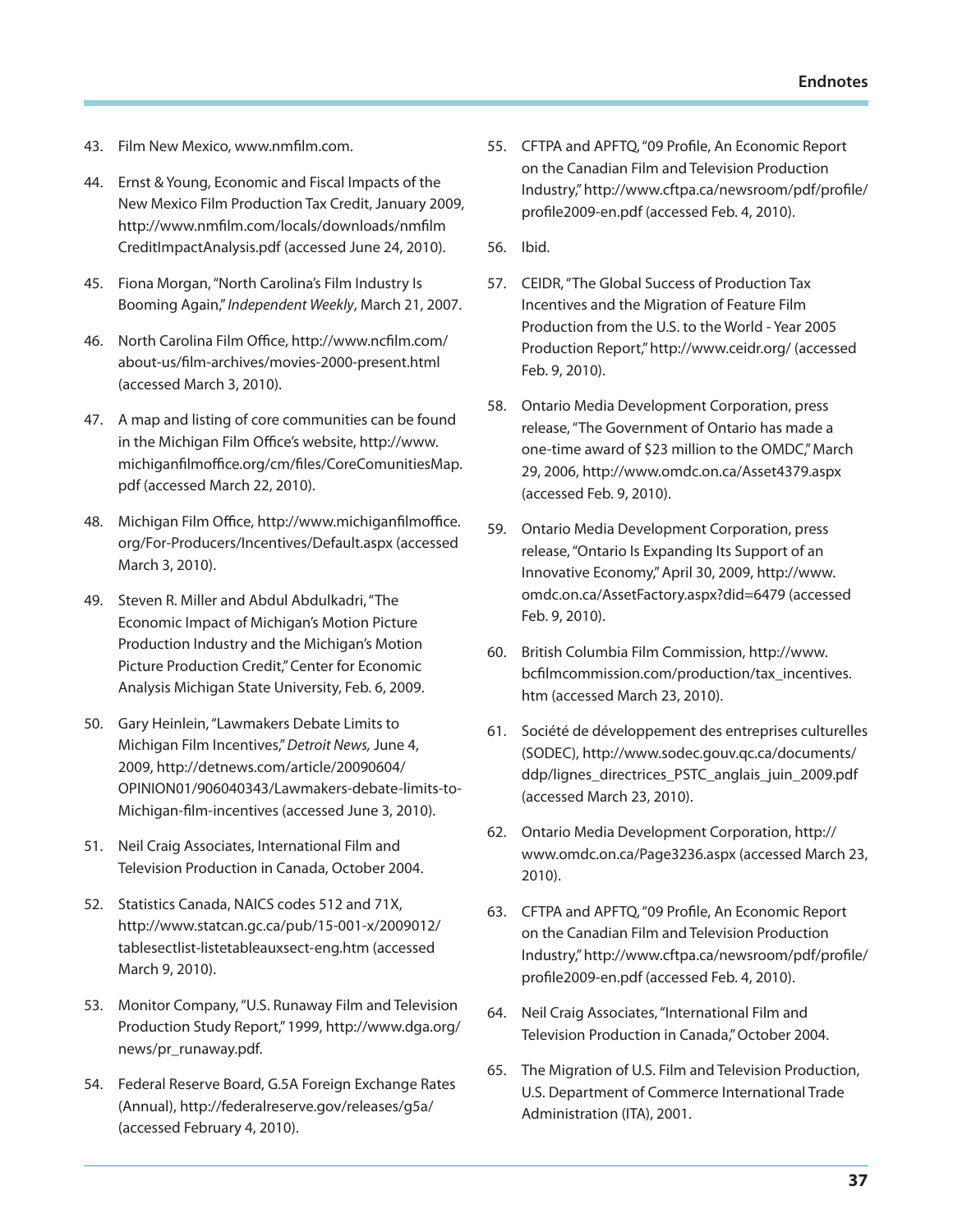43. Film New Mexico, www.nmfilm.com.

44. Ernst & Young, Economic and Fiscal Impacts of the New Mexico Film Production Tax Credit, January 2009, http://www.nmfilm.com/locals/downloads/nmfilm CreditImpactAnalysis.pdf (accessed June 24, 2010).

45. Fiona Morgan, "North Carolina's Film Industry Is Booming Again," *Independent Weekly*, March 21, 2007.

46. North Carolina Film Office, http://www.ncfilm.com/about-us/film-archives/movies-2000-present.html (accessed March 3, 2010).

47. A map and listing of core communities can be found in the Michigan Film Office's website, http://www.michiganfilmoffice.org/cm/files/CoreComunitiesMap.pdf (accessed March 22, 2010).

48. Michigan Film Office, http://www.michiganfilmoffice.org/For-Producers/Incentives/Default.aspx (accessed March 3, 2010).

49. Steven R. Miller and Abdul Abdulkadri, "The Economic Impact of Michigan's Motion Picture Production Industry and the Michigan's Motion Picture Production Credit," Center for Economic Analysis Michigan State University, Feb. 6, 2009.

50. Gary Heinlein, "Lawmakers Debate Limits to Michigan Film Incentives," *Detroit News,* June 4, 2009, http://detnews.com/article/20090604/OPINION01/906040343/Lawmakers-debate-limits-to-Michigan-film-incentives (accessed June 3, 2010).

51. Neil Craig Associates, International Film and Television Production in Canada, October 2004.

52. Statistics Canada, NAICS codes 512 and 71X, http://www.statcan.gc.ca/pub/15-001-x/2009012/tablesectlist-listetableauxsect-eng.htm (accessed March 9, 2010).

53. Monitor Company, "U.S. Runaway Film and Television Production Study Report," 1999, http://www.dga.org/news/pr_runaway.pdf.

54. Federal Reserve Board, G.5A Foreign Exchange Rates (Annual), http://federalreserve.gov/releases/g5a/ (accessed February 4, 2010).

55. CFTPA and APFTQ, "09 Profile, An Economic Report on the Canadian Film and Television Production Industry," http://www.cftpa.ca/newsroom/pdf/profile/profile2009-en.pdf (accessed Feb. 4, 2010).

56. Ibid.

57. CEIDR, "The Global Success of Production Tax Incentives and the Migration of Feature Film Production from the U.S. to the World - Year 2005 Production Report," http://www.ceidr.org/ (accessed Feb. 9, 2010).

58. Ontario Media Development Corporation, press release, "The Government of Ontario has made a one-time award of $23 million to the OMDC," March 29, 2006, http://www.omdc.on.ca/Asset4379.aspx (accessed Feb. 9, 2010).

59. Ontario Media Development Corporation, press release, "Ontario Is Expanding Its Support of an Innovative Economy," April 30, 2009, http://www.omdc.on.ca/AssetFactory.aspx?did=6479 (accessed Feb. 9, 2010).

60. British Columbia Film Commission, http://www.bcfilmcommission.com/production/tax_incentives.htm (accessed March 23, 2010).

61. Société de développement des entreprises culturelles (SODEC), http://www.sodec.gouv.qc.ca/documents/ddp/lignes_directrices_PSTC_anglais_juin_2009.pdf (accessed March 23, 2010).

62. Ontario Media Development Corporation, http://www.omdc.on.ca/Page3236.aspx (accessed March 23, 2010).

63. CFTPA and APFTQ, "09 Profile, An Economic Report on the Canadian Film and Television Production Industry," http://www.cftpa.ca/newsroom/pdf/profile/profile2009-en.pdf (accessed Feb. 4, 2010).

64. Neil Craig Associates, "International Film and Television Production in Canada," October 2004.

65. The Migration of U.S. Film and Television Production, U.S. Department of Commerce International Trade Administration (ITA), 2001.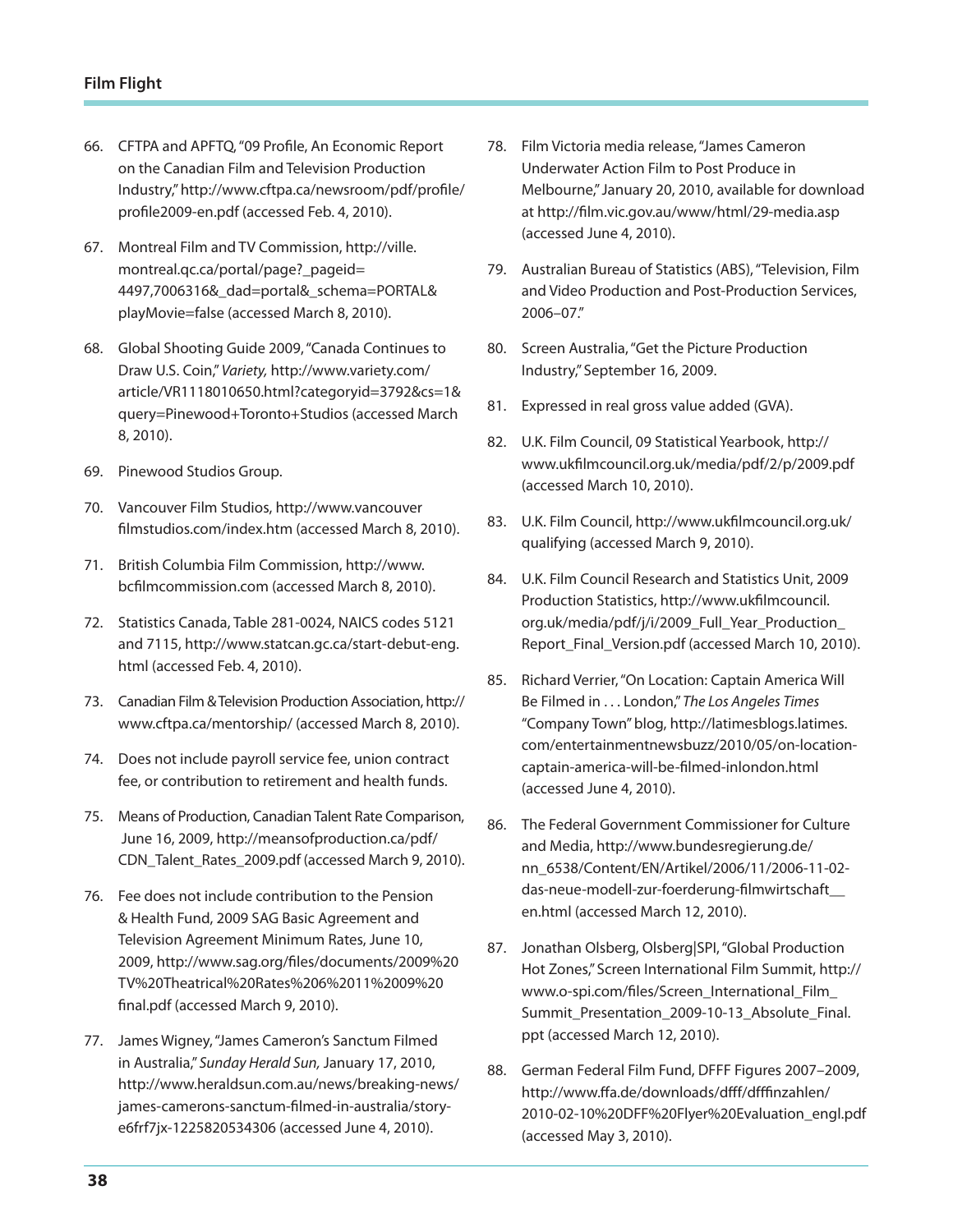66. CFTPA and APFTQ, "09 Profile, An Economic Report on the Canadian Film and Television Production Industry," http://www.cftpa.ca/newsroom/pdf/profile/profile2009-en.pdf (accessed Feb. 4, 2010).

67. Montreal Film and TV Commission, http://ville.montreal.qc.ca/portal/page?_pageid=4497,7006316&_dad=portal&_schema=PORTAL&playMovie=false (accessed March 8, 2010).

68. Global Shooting Guide 2009, "Canada Continues to Draw U.S. Coin," *Variety,* http://www.variety.com/article/VR1118010650.html?categoryid=3792&cs=1&query=Pinewood+Toronto+Studios (accessed March 8, 2010).

69. Pinewood Studios Group.

70. Vancouver Film Studios, http://www.vancouverfilmstudios.com/index.htm (accessed March 8, 2010).

71. British Columbia Film Commission, http://www.bcfilmcommission.com (accessed March 8, 2010).

72. Statistics Canada, Table 281-0024, NAICS codes 5121 and 7115, http://www.statcan.gc.ca/start-debut-eng.html (accessed Feb. 4, 2010).

73. Canadian Film & Television Production Association, http://www.cftpa.ca/mentorship/ (accessed March 8, 2010).

74. Does not include payroll service fee, union contract fee, or contribution to retirement and health funds.

75. Means of Production, Canadian Talent Rate Comparison, June 16, 2009, http://meansofproduction.ca/pdf/CDN_Talent_Rates_2009.pdf (accessed March 9, 2010).

76. Fee does not include contribution to the Pension & Health Fund, 2009 SAG Basic Agreement and Television Agreement Minimum Rates, June 10, 2009, http://www.sag.org/files/documents/2009%20TV%20Theatrical%20Rates%206%2011%2009%20final.pdf (accessed March 9, 2010).

77. James Wigney, "James Cameron's Sanctum Filmed in Australia," *Sunday Herald Sun,* January 17, 2010, http://www.heraldsun.com.au/news/breaking-news/james-camerons-sanctum-filmed-in-australia/story-e6frf7jx-1225820534306 (accessed June 4, 2010).

78. Film Victoria media release, "James Cameron Underwater Action Film to Post Produce in Melbourne," January 20, 2010, available for download at http://film.vic.gov.au/www/html/29-media.asp (accessed June 4, 2010).

79. Australian Bureau of Statistics (ABS), "Television, Film and Video Production and Post-Production Services, 2006–07."

80. Screen Australia, "Get the Picture Production Industry," September 16, 2009.

81. Expressed in real gross value added (GVA).

82. U.K. Film Council, 09 Statistical Yearbook, http://www.ukfilmcouncil.org.uk/media/pdf/2/p/2009.pdf (accessed March 10, 2010).

83. U.K. Film Council, http://www.ukfilmcouncil.org.uk/qualifying (accessed March 9, 2010).

84. U.K. Film Council Research and Statistics Unit, 2009 Production Statistics, http://www.ukfilmcouncil.org.uk/media/pdf/j/i/2009_Full_Year_Production_Report_Final_Version.pdf (accessed March 10, 2010).

85. Richard Verrier, "On Location: Captain America Will Be Filmed in . . . London," *The Los Angeles Times* "Company Town" blog, http://latimesblogs.latimes.com/entertainmentnewsbuzz/2010/05/on-location-captain-america-will-be-filmed-inlondon.html (accessed June 4, 2010).

86. The Federal Government Commissioner for Culture and Media, http://www.bundesregierung.de/nn_6538/Content/EN/Artikel/2006/11/2006-11-02-das-neue-modell-zur-foerderung-filmwirtschaft__en.html (accessed March 12, 2010).

87. Jonathan Olsberg, Olsberg|SPI, "Global Production Hot Zones," Screen International Film Summit, http://www.o-spi.com/files/Screen_International_Film_Summit_Presentation_2009-10-13_Absolute_Final.ppt (accessed March 12, 2010).

88. German Federal Film Fund, DFFF Figures 2007–2009, http://www.ffa.de/downloads/dfff/dfffinzahlen/2010-02-10%20DFF%20Flyer%20Evaluation_engl.pdf (accessed May 3, 2010).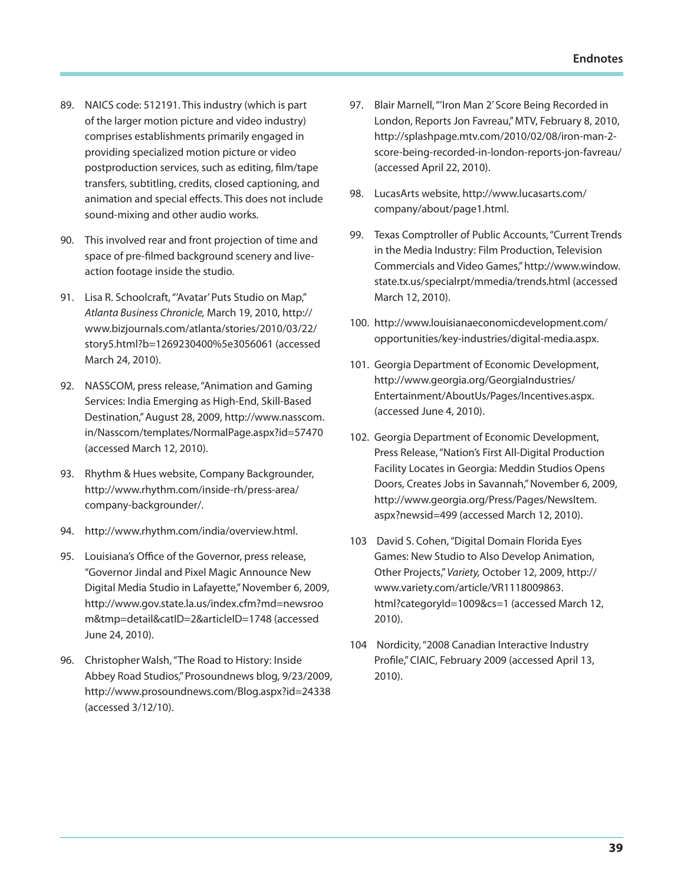89. NAICS code: 512191. This industry (which is part of the larger motion picture and video industry) comprises establishments primarily engaged in providing specialized motion picture or video postproduction services, such as editing, film/tape transfers, subtitling, credits, closed captioning, and animation and special effects. This does not include sound-mixing and other audio works.

90. This involved rear and front projection of time and space of pre-filmed background scenery and live-action footage inside the studio.

91. Lisa R. Schoolcraft, "'Avatar' Puts Studio on Map," *Atlanta Business Chronicle,* March 19, 2010, http://www.bizjournals.com/atlanta/stories/2010/03/22/story5.html?b=1269230400%5e3056061 (accessed March 24, 2010).

92. NASSCOM, press release, "Animation and Gaming Services: India Emerging as High-End, Skill-Based Destination," August 28, 2009, http://www.nasscom.in/Nasscom/templates/NormalPage.aspx?id=57470 (accessed March 12, 2010).

93. Rhythm & Hues website, Company Backgrounder, http://www.rhythm.com/inside-rh/press-area/company-backgrounder/.

94. http://www.rhythm.com/india/overview.html.

95. Louisiana's Office of the Governor, press release, "Governor Jindal and Pixel Magic Announce New Digital Media Studio in Lafayette," November 6, 2009, http://www.gov.state.la.us/index.cfm?md=newsroom&tmp=detail&catID=2&articleID=1748 (accessed June 24, 2010).

96. Christopher Walsh, "The Road to History: Inside Abbey Road Studios," Prosoundnews blog, 9/23/2009, http://www.prosoundnews.com/Blog.aspx?id=24338 (accessed 3/12/10).

97. Blair Marnell, "'Iron Man 2' Score Being Recorded in London, Reports Jon Favreau," MTV, February 8, 2010, http://splashpage.mtv.com/2010/02/08/iron-man-2-score-being-recorded-in-london-reports-jon-favreau/ (accessed April 22, 2010).

98. LucasArts website, http://www.lucasarts.com/company/about/page1.html.

99. Texas Comptroller of Public Accounts, "Current Trends in the Media Industry: Film Production, Television Commercials and Video Games," http://www.window.state.tx.us/specialrpt/mmedia/trends.html (accessed March 12, 2010).

100. http://www.louisianaeconomicdevelopment.com/opportunities/key-industries/digital-media.aspx.

101. Georgia Department of Economic Development, http://www.georgia.org/GeorgiaIndustries/Entertainment/AboutUs/Pages/Incentives.aspx. (accessed June 4, 2010).

102. Georgia Department of Economic Development, Press Release, "Nation's First All-Digital Production Facility Locates in Georgia: Meddin Studios Opens Doors, Creates Jobs in Savannah," November 6, 2009, http://www.georgia.org/Press/Pages/NewsItem.aspx?newsid=499 (accessed March 12, 2010).

103 David S. Cohen, "Digital Domain Florida Eyes Games: New Studio to Also Develop Animation, Other Projects," *Variety,* October 12, 2009, http://www.variety.com/article/VR1118009863.html?categoryId=1009&cs=1 (accessed March 12, 2010).

104 Nordicity, "2008 Canadian Interactive Industry Profile," CIAIC, February 2009 (accessed April 13, 2010).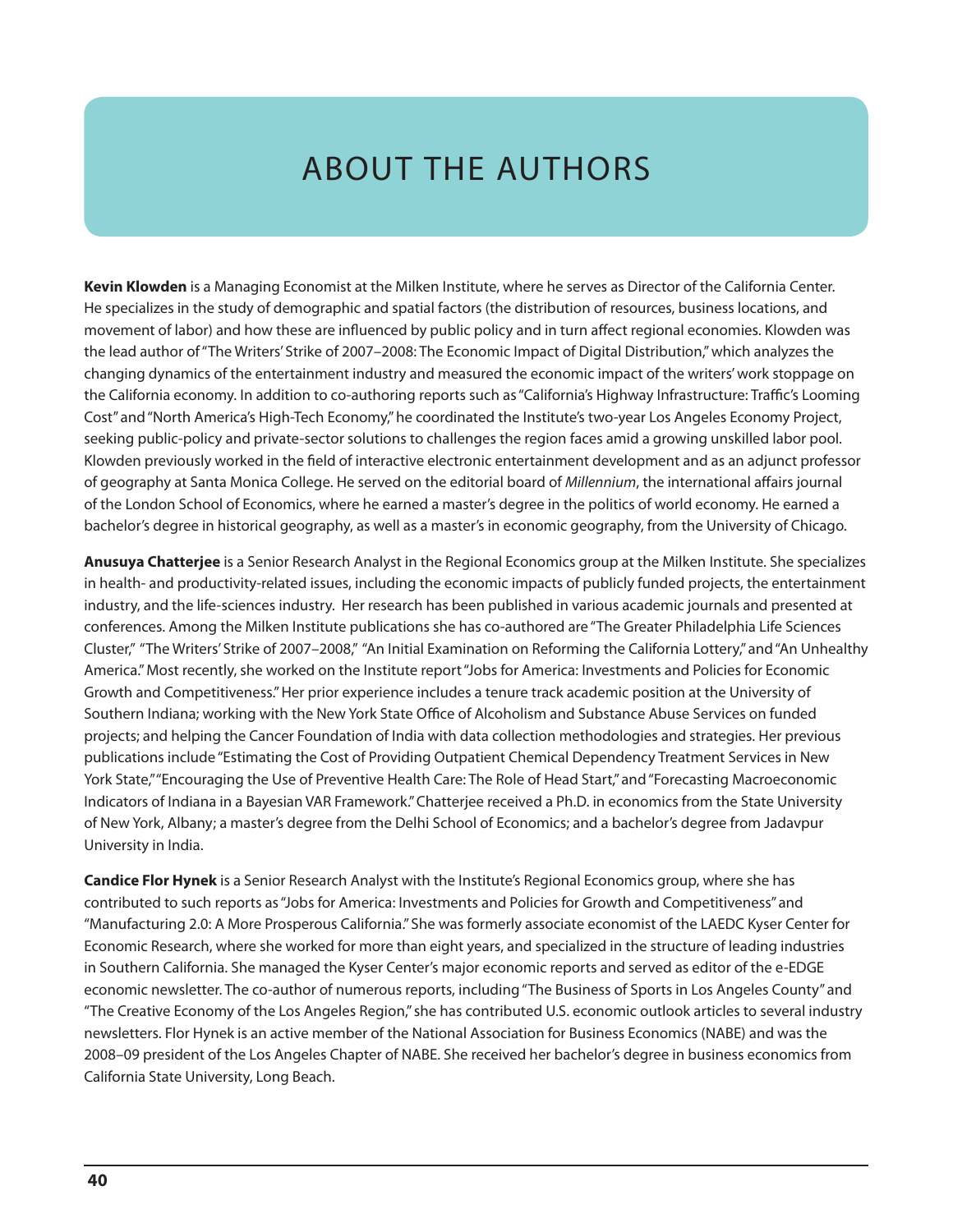# ABOUT THE AUTHORS

**Kevin Klowden** is a Managing Economist at the Milken Institute, where he serves as Director of the California Center. He specializes in the study of demographic and spatial factors (the distribution of resources, business locations, and movement of labor) and how these are influenced by public policy and in turn affect regional economies. Klowden was the lead author of "The Writers' Strike of 2007–2008: The Economic Impact of Digital Distribution," which analyzes the changing dynamics of the entertainment industry and measured the economic impact of the writers' work stoppage on the California economy. In addition to co-authoring reports such as "California's Highway Infrastructure: Traffic's Looming Cost" and "North America's High-Tech Economy," he coordinated the Institute's two-year Los Angeles Economy Project, seeking public-policy and private-sector solutions to challenges the region faces amid a growing unskilled labor pool. Klowden previously worked in the field of interactive electronic entertainment development and as an adjunct professor of geography at Santa Monica College. He served on the editorial board of *Millennium*, the international affairs journal of the London School of Economics, where he earned a master's degree in the politics of world economy. He earned a bachelor's degree in historical geography, as well as a master's in economic geography, from the University of Chicago.

**Anusuya Chatterjee** is a Senior Research Analyst in the Regional Economics group at the Milken Institute. She specializes in health- and productivity-related issues, including the economic impacts of publicly funded projects, the entertainment industry, and the life-sciences industry. Her research has been published in various academic journals and presented at conferences. Among the Milken Institute publications she has co-authored are "The Greater Philadelphia Life Sciences Cluster," "The Writers' Strike of 2007–2008," "An Initial Examination on Reforming the California Lottery," and "An Unhealthy America." Most recently, she worked on the Institute report "Jobs for America: Investments and Policies for Economic Growth and Competitiveness." Her prior experience includes a tenure track academic position at the University of Southern Indiana; working with the New York State Office of Alcoholism and Substance Abuse Services on funded projects; and helping the Cancer Foundation of India with data collection methodologies and strategies. Her previous publications include "Estimating the Cost of Providing Outpatient Chemical Dependency Treatment Services in New York State," "Encouraging the Use of Preventive Health Care: The Role of Head Start," and "Forecasting Macroeconomic Indicators of Indiana in a Bayesian VAR Framework." Chatterjee received a Ph.D. in economics from the State University of New York, Albany; a master's degree from the Delhi School of Economics; and a bachelor's degree from Jadavpur University in India.

**Candice Flor Hynek** is a Senior Research Analyst with the Institute's Regional Economics group, where she has contributed to such reports as "Jobs for America: Investments and Policies for Growth and Competitiveness" and "Manufacturing 2.0: A More Prosperous California." She was formerly associate economist of the LAEDC Kyser Center for Economic Research, where she worked for more than eight years, and specialized in the structure of leading industries in Southern California. She managed the Kyser Center's major economic reports and served as editor of the e-EDGE economic newsletter. The co-author of numerous reports, including "The Business of Sports in Los Angeles County" and "The Creative Economy of the Los Angeles Region," she has contributed U.S. economic outlook articles to several industry newsletters. Flor Hynek is an active member of the National Association for Business Economics (NABE) and was the 2008–09 president of the Los Angeles Chapter of NABE. She received her bachelor's degree in business economics from California State University, Long Beach.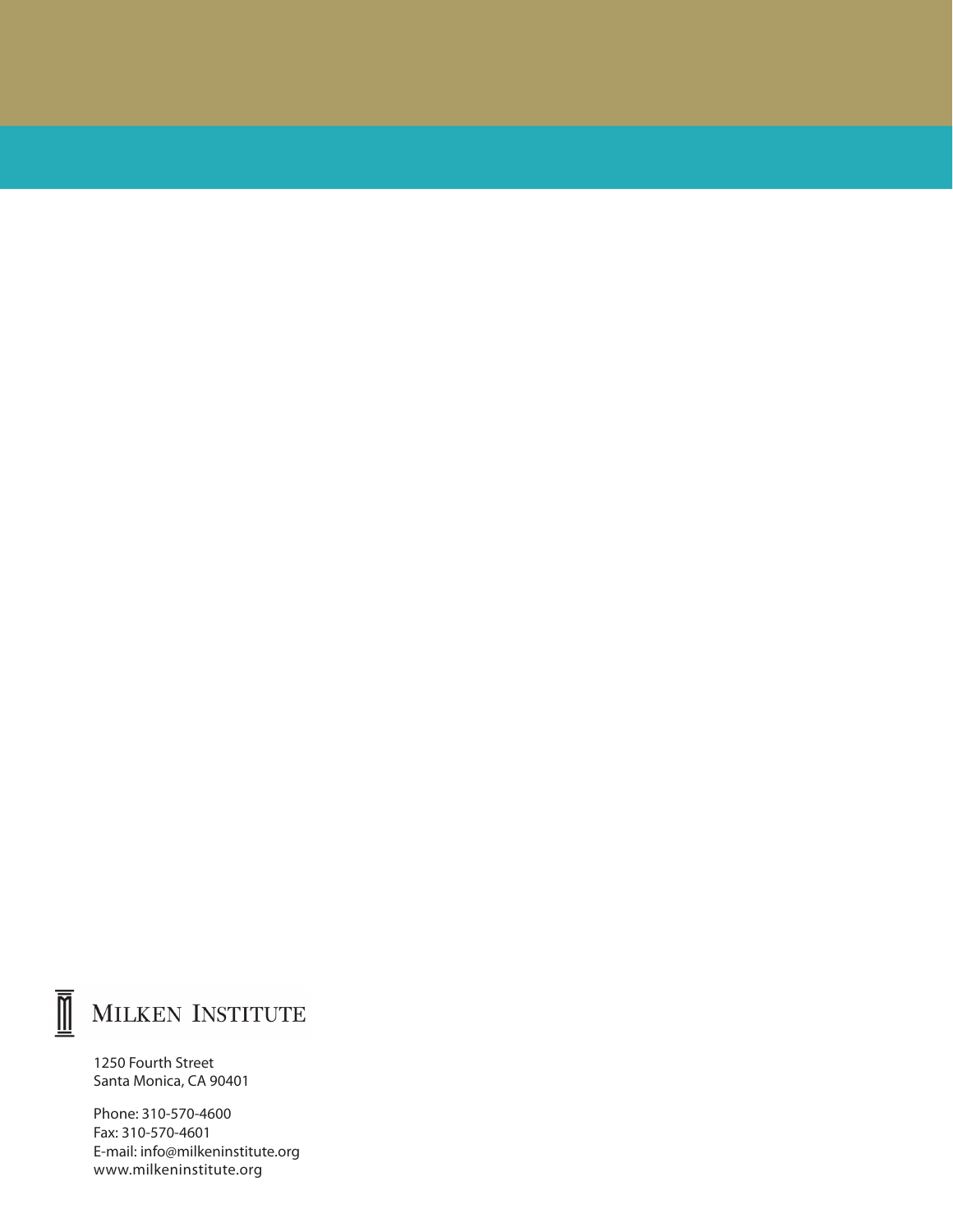Milken Institute

1250 Fourth Street
Santa Monica, CA 90401

Phone: 310-570-4600
Fax: 310-570-4601
E-mail: info@milkeninstitute.org
www.milkeninstitute.org